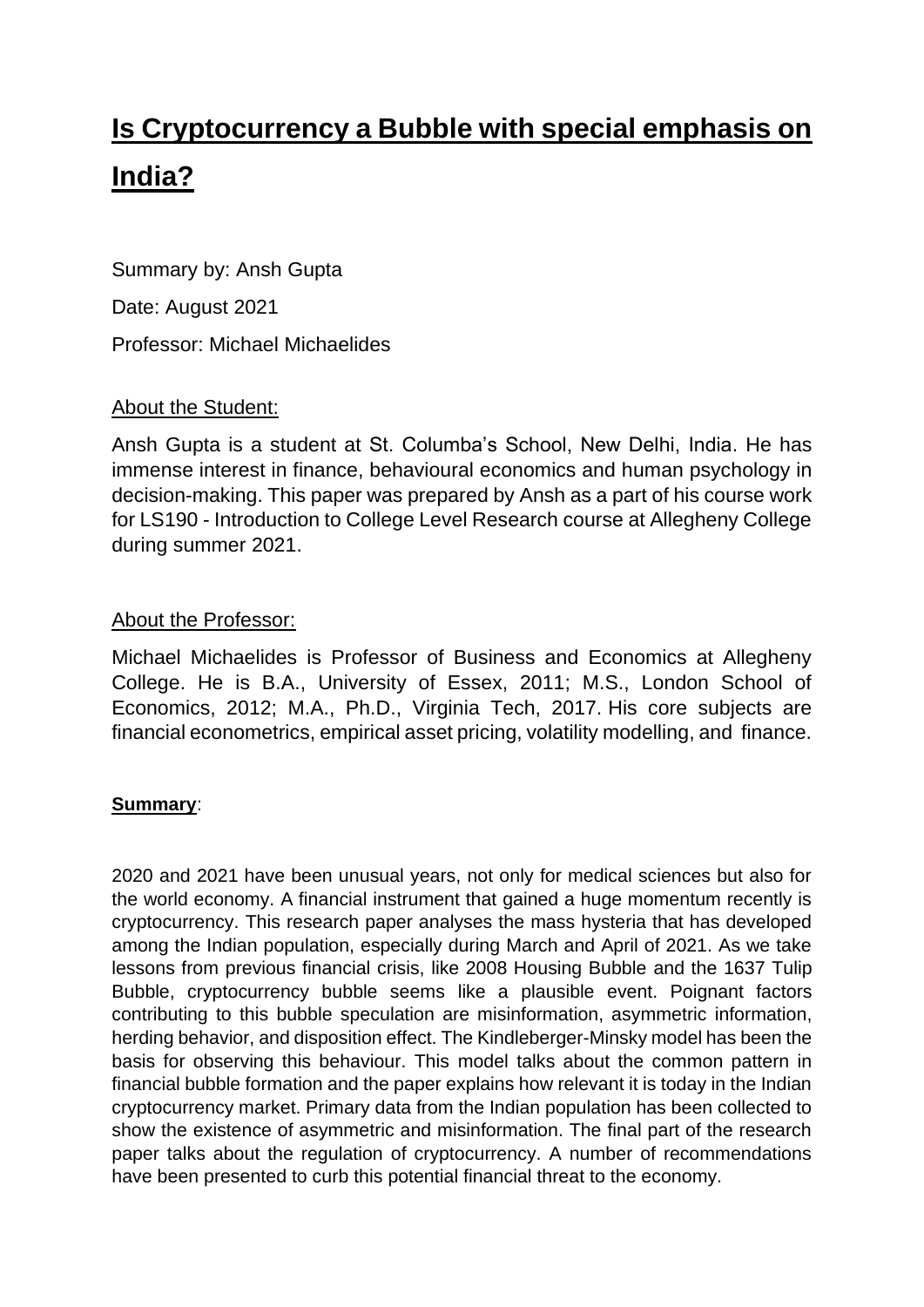# Is Cryptocurrency a Bubble with special emphasis on India?

Summary by: Ansh Gupta

Date: August 2021

Professor: Michael Michaelides

## About the Student:

Ansh Gupta is a student at St. Columba's School, New Delhi, India. He has immense interest in finance, behavioural economics and human psychology in decision-making. This paper was prepared by Ansh as a part of his course work for LS190 - Introduction to College Level Research course at Allegheny College during summer 2021.

## About the Professor:

Michael Michaelides is Professor of Business and Economics at Allegheny College. He is B.A., University of Essex, 2011; M.S., London School of Economics, 2012; M.A., Ph.D., Virginia Tech, 2017. His core subjects are financial econometrics, empirical asset pricing, volatility modelling, and finance.

## **Summary**:

2020 and 2021 have been unusual years, not only for medical sciences but also for the world economy. A financial instrument that gained a huge momentum recently is cryptocurrency. This research paper analyses the mass hysteria that has developed among the Indian population, especially during March and April of 2021. As we take lessons from previous financial crisis, like 2008 Housing Bubble and the 1637 Tulip Bubble, cryptocurrency bubble seems like a plausible event. Poignant factors contributing to this bubble speculation are misinformation, asymmetric information, herding behavior, and disposition effect. The Kindleberger-Minsky model has been the basis for observing this behaviour. This model talks about the common pattern in financial bubble formation and the paper explains how relevant it is today in the Indian cryptocurrency market. Primary data from the Indian population has been collected to show the existence of asymmetric and misinformation. The final part of the research paper talks about the regulation of cryptocurrency. A number of recommendations have been presented to curb this potential financial threat to the economy.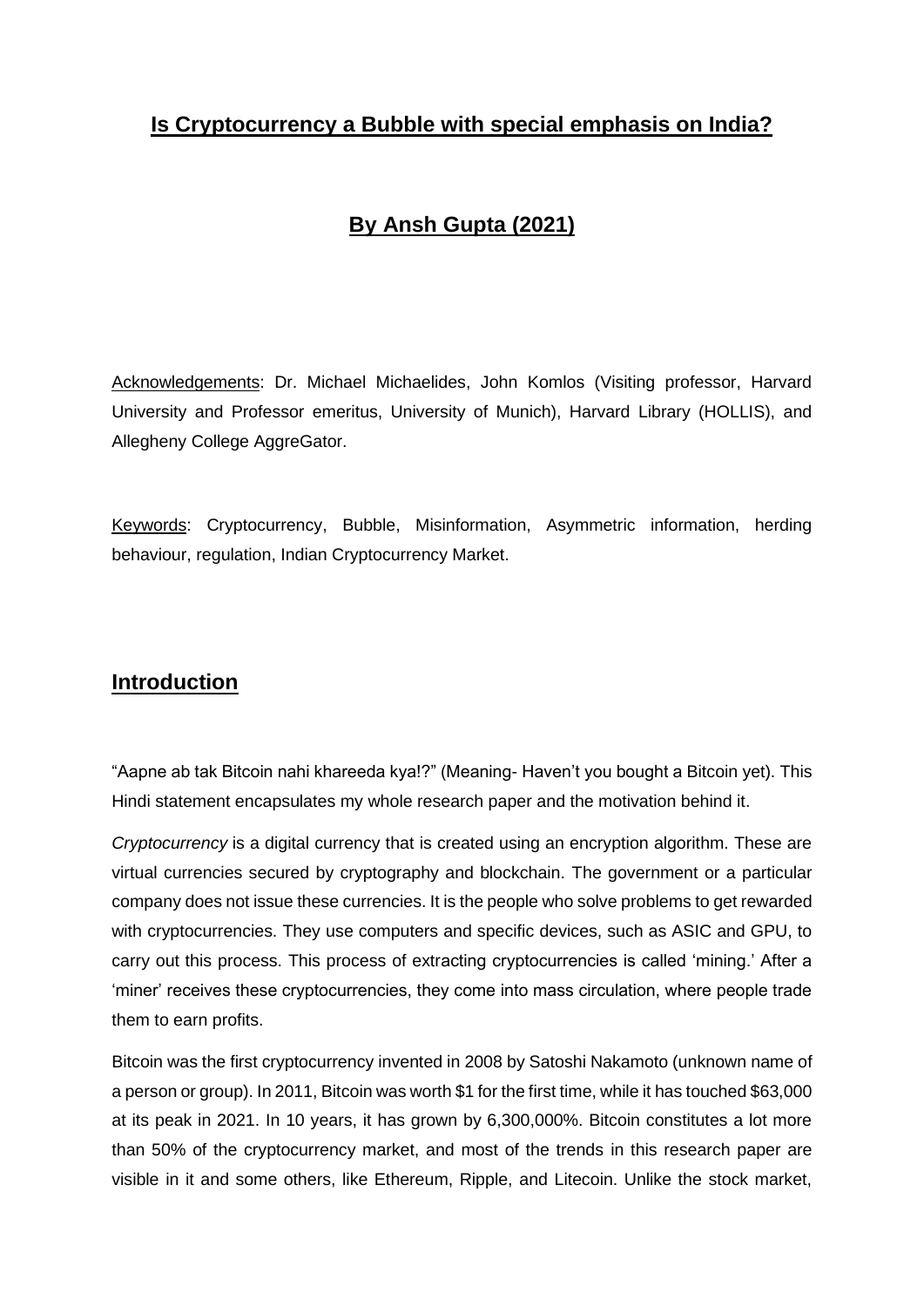## Is Cryptocurrency a Bubble with special emphasis on India?

## By Ansh Gupta (2021)

Acknowledgements: Dr. Michael Michaelides, John Komlos (Visiting professor, Harvard University and Professor emeritus, University of Munich), Harvard Library (HOLLIS), and Allegheny College AggreGator.

Keywords: Cryptocurrency, Bubble, Misinformation, Asymmetric information, herding behaviour, regulation, Indian Cryptocurrency Market.

## Introduction

"Aapne ab tak Bitcoin nahi khareeda kya!?" (Meaning- Haven't you bought a Bitcoin yet). This Hindi statement encapsulates my whole research paper and the motivation behind it.

*Cryptocurrency* is a digital currency that is created using an encryption algorithm. These are virtual currencies secured by cryptography and blockchain. The government or a particular company does not issue these currencies. It is the people who solve problems to get rewarded with cryptocurrencies. They use computers and specific devices, such as ASIC and GPU, to carry out this process. This process of extracting cryptocurrencies is called 'mining.' After a 'miner' receives these cryptocurrencies, they come into mass circulation, where people trade them to earn profits.

Bitcoin was the first cryptocurrency invented in 2008 by Satoshi Nakamoto (unknown name of a person or group). In 2011, Bitcoin was worth $1 for the first time, while it has touched $63,000 at its peak in 2021. In 10 years, it has grown by 6,300,000%. Bitcoin constitutes a lot more than 50% of the cryptocurrency market, and most of the trends in this research paper are visible in it and some others, like Ethereum, Ripple, and Litecoin. Unlike the stock market,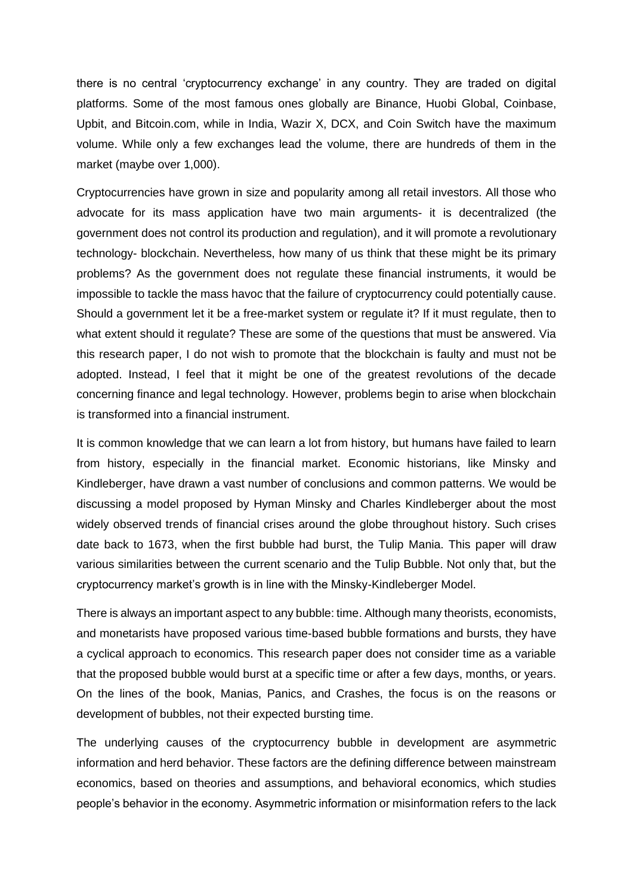there is no central 'cryptocurrency exchange' in any country. They are traded on digital platforms. Some of the most famous ones globally are Binance, Huobi Global, Coinbase, Upbit, and Bitcoin.com, while in India, Wazir X, DCX, and Coin Switch have the maximum volume. While only a few exchanges lead the volume, there are hundreds of them in the market (maybe over 1,000).

Cryptocurrencies have grown in size and popularity among all retail investors. All those who advocate for its mass application have two main arguments- it is decentralized (the government does not control its production and regulation), and it will promote a revolutionary technology- blockchain. Nevertheless, how many of us think that these might be its primary problems? As the government does not regulate these financial instruments, it would be impossible to tackle the mass havoc that the failure of cryptocurrency could potentially cause. Should a government let it be a free-market system or regulate it? If it must regulate, then to what extent should it regulate? These are some of the questions that must be answered. Via this research paper, I do not wish to promote that the blockchain is faulty and must not be adopted. Instead, I feel that it might be one of the greatest revolutions of the decade concerning finance and legal technology. However, problems begin to arise when blockchain is transformed into a financial instrument.

It is common knowledge that we can learn a lot from history, but humans have failed to learn from history, especially in the financial market. Economic historians, like Minsky and Kindleberger, have drawn a vast number of conclusions and common patterns. We would be discussing a model proposed by Hyman Minsky and Charles Kindleberger about the most widely observed trends of financial crises around the globe throughout history. Such crises date back to 1673, when the first bubble had burst, the Tulip Mania. This paper will draw various similarities between the current scenario and the Tulip Bubble. Not only that, but the cryptocurrency market's growth is in line with the Minsky-Kindleberger Model.

There is always an important aspect to any bubble: time. Although many theorists, economists, and monetarists have proposed various time-based bubble formations and bursts, they have a cyclical approach to economics. This research paper does not consider time as a variable that the proposed bubble would burst at a specific time or after a few days, months, or years. On the lines of the book, Manias, Panics, and Crashes, the focus is on the reasons or development of bubbles, not their expected bursting time.

The underlying causes of the cryptocurrency bubble in development are asymmetric information and herd behavior. These factors are the defining difference between mainstream economics, based on theories and assumptions, and behavioral economics, which studies people's behavior in the economy. Asymmetric information or misinformation refers to the lack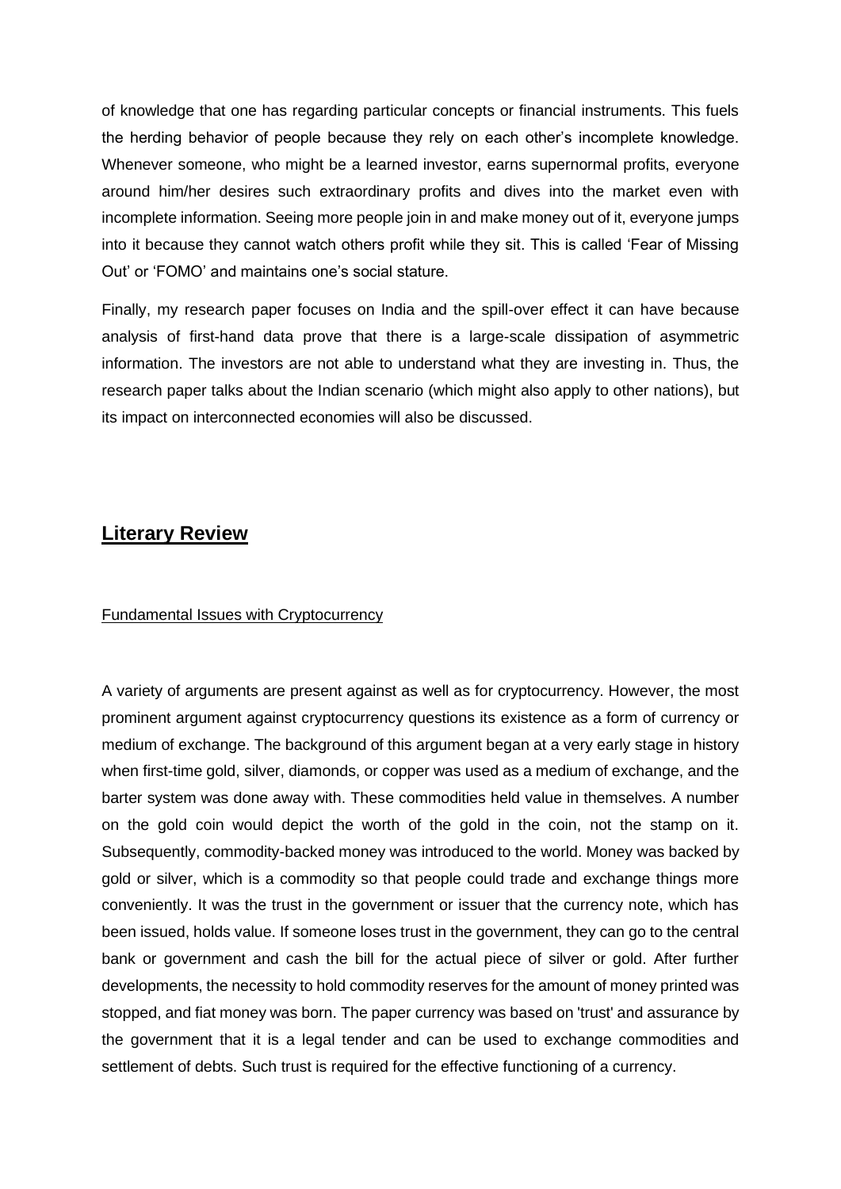of knowledge that one has regarding particular concepts or financial instruments. This fuels the herding behavior of people because they rely on each other's incomplete knowledge. Whenever someone, who might be a learned investor, earns supernormal profits, everyone around him/her desires such extraordinary profits and dives into the market even with incomplete information. Seeing more people join in and make money out of it, everyone jumps into it because they cannot watch others profit while they sit. This is called 'Fear of Missing Out' or 'FOMO' and maintains one's social stature.

Finally, my research paper focuses on India and the spill-over effect it can have because analysis of first-hand data prove that there is a large-scale dissipation of asymmetric information. The investors are not able to understand what they are investing in. Thus, the research paper talks about the Indian scenario (which might also apply to other nations), but its impact on interconnected economies will also be discussed.

## Literary Review

### Fundamental Issues with Cryptocurrency

A variety of arguments are present against as well as for cryptocurrency. However, the most prominent argument against cryptocurrency questions its existence as a form of currency or medium of exchange. The background of this argument began at a very early stage in history when first-time gold, silver, diamonds, or copper was used as a medium of exchange, and the barter system was done away with. These commodities held value in themselves. A number on the gold coin would depict the worth of the gold in the coin, not the stamp on it. Subsequently, commodity-backed money was introduced to the world. Money was backed by gold or silver, which is a commodity so that people could trade and exchange things more conveniently. It was the trust in the government or issuer that the currency note, which has been issued, holds value. If someone loses trust in the government, they can go to the central bank or government and cash the bill for the actual piece of silver or gold. After further developments, the necessity to hold commodity reserves for the amount of money printed was stopped, and fiat money was born. The paper currency was based on 'trust' and assurance by the government that it is a legal tender and can be used to exchange commodities and settlement of debts. Such trust is required for the effective functioning of a currency.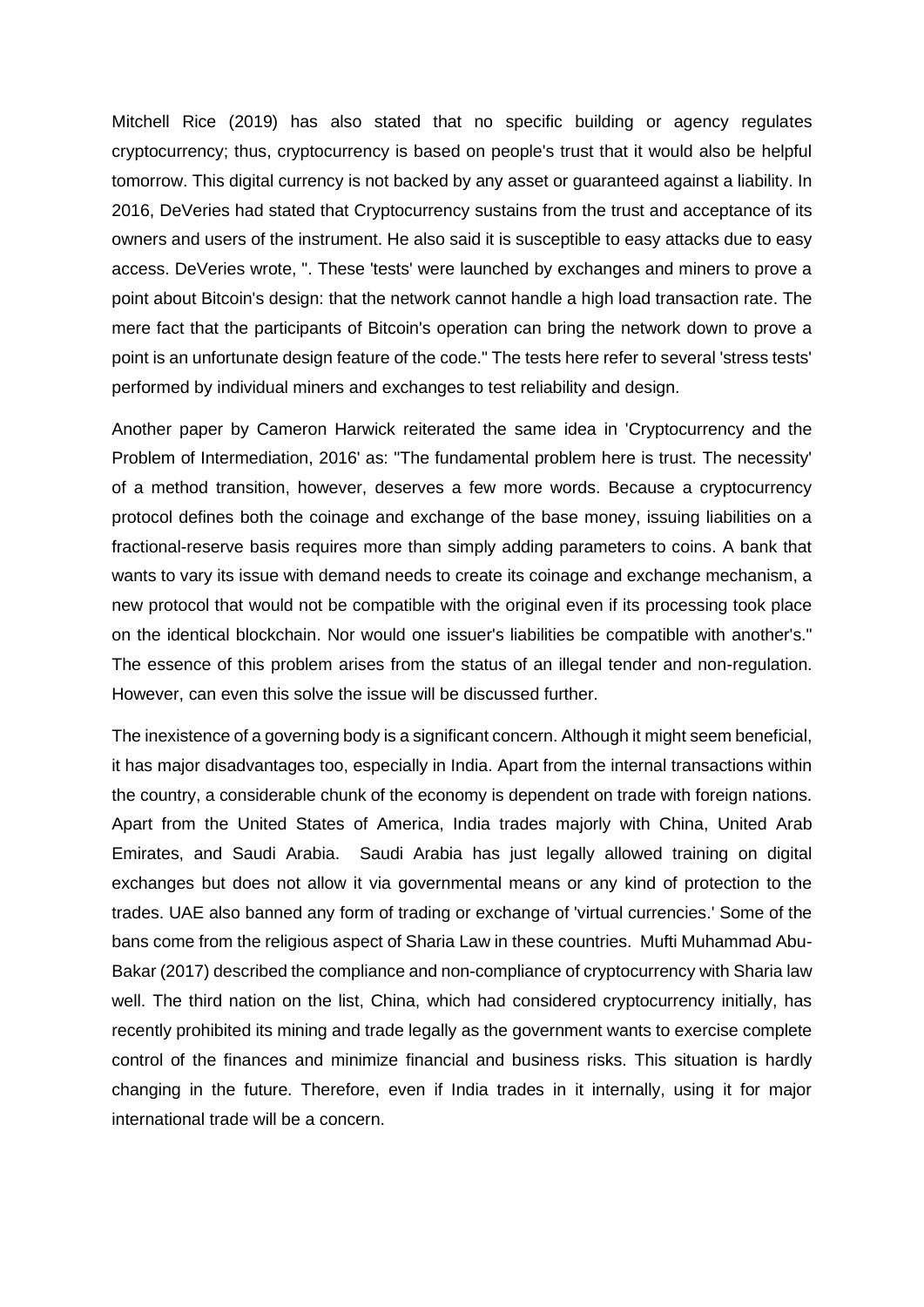Mitchell Rice (2019) has also stated that no specific building or agency regulates cryptocurrency; thus, cryptocurrency is based on people's trust that it would also be helpful tomorrow. This digital currency is not backed by any asset or guaranteed against a liability. In 2016, DeVeries had stated that Cryptocurrency sustains from the trust and acceptance of its owners and users of the instrument. He also said it is susceptible to easy attacks due to easy access. DeVeries wrote, ". These 'tests' were launched by exchanges and miners to prove a point about Bitcoin's design: that the network cannot handle a high load transaction rate. The mere fact that the participants of Bitcoin's operation can bring the network down to prove a point is an unfortunate design feature of the code." The tests here refer to several 'stress tests' performed by individual miners and exchanges to test reliability and design.

Another paper by Cameron Harwick reiterated the same idea in 'Cryptocurrency and the Problem of Intermediation, 2016' as: "The fundamental problem here is trust. The necessity' of a method transition, however, deserves a few more words. Because a cryptocurrency protocol defines both the coinage and exchange of the base money, issuing liabilities on a fractional-reserve basis requires more than simply adding parameters to coins. A bank that wants to vary its issue with demand needs to create its coinage and exchange mechanism, a new protocol that would not be compatible with the original even if its processing took place on the identical blockchain. Nor would one issuer's liabilities be compatible with another's." The essence of this problem arises from the status of an illegal tender and non-regulation. However, can even this solve the issue will be discussed further.

The inexistence of a governing body is a significant concern. Although it might seem beneficial, it has major disadvantages too, especially in India. Apart from the internal transactions within the country, a considerable chunk of the economy is dependent on trade with foreign nations. Apart from the United States of America, India trades majorly with China, United Arab Emirates, and Saudi Arabia. Saudi Arabia has just legally allowed training on digital exchanges but does not allow it via governmental means or any kind of protection to the trades. UAE also banned any form of trading or exchange of 'virtual currencies.' Some of the bans come from the religious aspect of Sharia Law in these countries. Mufti Muhammad Abu-Bakar (2017) described the compliance and non-compliance of cryptocurrency with Sharia law well. The third nation on the list, China, which had considered cryptocurrency initially, has recently prohibited its mining and trade legally as the government wants to exercise complete control of the finances and minimize financial and business risks. This situation is hardly changing in the future. Therefore, even if India trades in it internally, using it for major international trade will be a concern.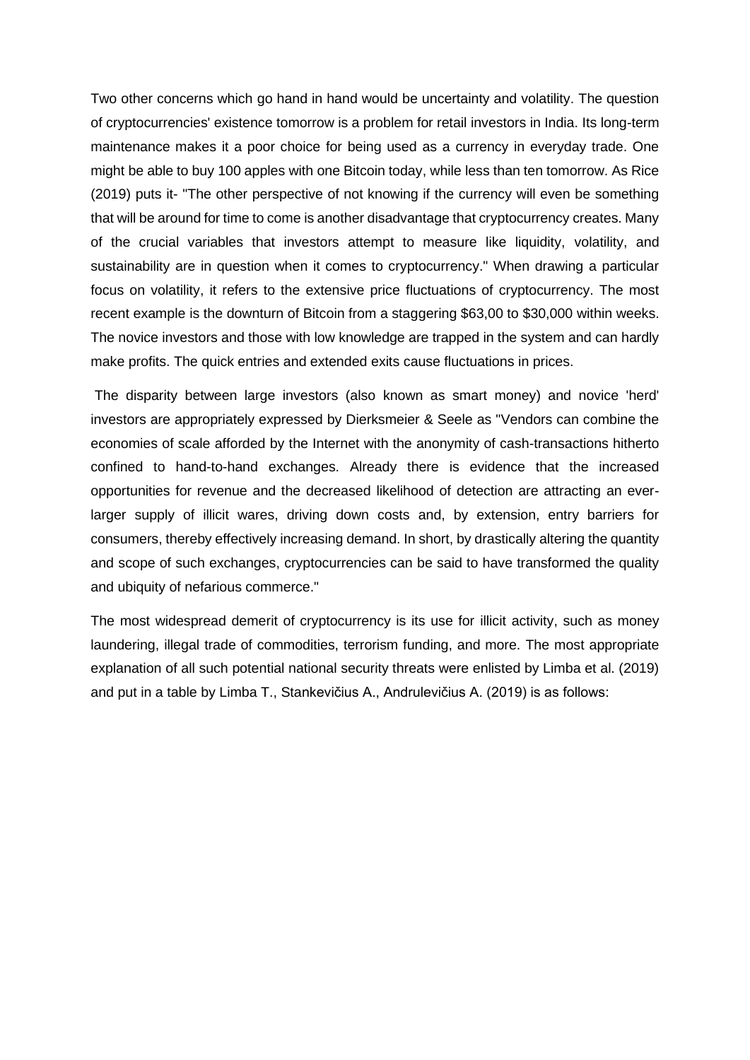Two other concerns which go hand in hand would be uncertainty and volatility. The question of cryptocurrencies' existence tomorrow is a problem for retail investors in India. Its long-term maintenance makes it a poor choice for being used as a currency in everyday trade. One might be able to buy 100 apples with one Bitcoin today, while less than ten tomorrow. As Rice (2019) puts it- "The other perspective of not knowing if the currency will even be something that will be around for time to come is another disadvantage that cryptocurrency creates. Many of the crucial variables that investors attempt to measure like liquidity, volatility, and sustainability are in question when it comes to cryptocurrency." When drawing a particular focus on volatility, it refers to the extensive price fluctuations of cryptocurrency. The most recent example is the downturn of Bitcoin from a staggering $63,00 to $30,000 within weeks. The novice investors and those with low knowledge are trapped in the system and can hardly make profits. The quick entries and extended exits cause fluctuations in prices.

The disparity between large investors (also known as smart money) and novice 'herd' investors are appropriately expressed by Dierksmeier & Seele as "Vendors can combine the economies of scale afforded by the Internet with the anonymity of cash-transactions hitherto confined to hand-to-hand exchanges. Already there is evidence that the increased opportunities for revenue and the decreased likelihood of detection are attracting an ever-larger supply of illicit wares, driving down costs and, by extension, entry barriers for consumers, thereby effectively increasing demand. In short, by drastically altering the quantity and scope of such exchanges, cryptocurrencies can be said to have transformed the quality and ubiquity of nefarious commerce."

The most widespread demerit of cryptocurrency is its use for illicit activity, such as money laundering, illegal trade of commodities, terrorism funding, and more. The most appropriate explanation of all such potential national security threats were enlisted by Limba et al. (2019) and put in a table by Limba T., Stankevičius A., Andrulevičius A. (2019) is as follows: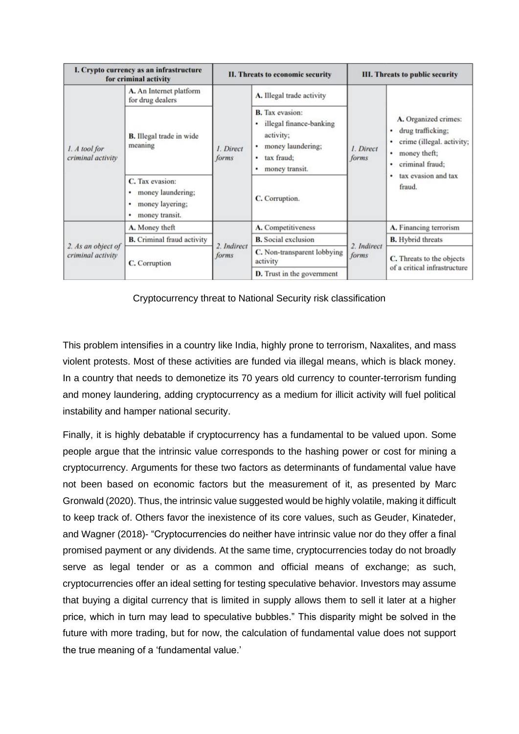| I. Crypto currency as an infrastructure for criminal activity | | II. Threats to economic security | | III. Threats to public security | |
|---|---|---|---|---|---|
| *1. A tool for criminal activity* | **A.** An Internet platform for drug dealers | *1. Direct forms* | **A.** Illegal trade activity | *1. Direct forms* | **A.** Organized crimes: • drug trafficking; • crime (illegal. activity; • money theft; • criminal fraud; • tax evasion and tax fraud. |
| | **B.** Illegal trade in wide meaning | | **B.** Tax evasion: • illegal finance-banking activity; • money laundering; • tax fraud; • money transit. | | |
| | **C.** Tax evasion: • money laundering; • money layering; • money transit. | | **C.** Corruption. | | |
| *2. As an object of criminal activity* | **A.** Money theft | *2. Indirect forms* | **A.** Competitiveness | *2. Indirect forms* | **A.** Financing terrorism |
| | **B.** Criminal fraud activity | | **B.** Social exclusion | | **B.** Hybrid threats |
| | **C.** Corruption | | **C.** Non-transparent lobbying activity | | **C.** Threats to the objects of a critical infrastructure |
| | | | **D.** Trust in the government | | |

Cryptocurrency threat to National Security risk classification

This problem intensifies in a country like India, highly prone to terrorism, Naxalites, and mass violent protests. Most of these activities are funded via illegal means, which is black money. In a country that needs to demonetize its 70 years old currency to counter-terrorism funding and money laundering, adding cryptocurrency as a medium for illicit activity will fuel political instability and hamper national security.

Finally, it is highly debatable if cryptocurrency has a fundamental to be valued upon. Some people argue that the intrinsic value corresponds to the hashing power or cost for mining a cryptocurrency. Arguments for these two factors as determinants of fundamental value have not been based on economic factors but the measurement of it, as presented by Marc Gronwald (2020). Thus, the intrinsic value suggested would be highly volatile, making it difficult to keep track of. Others favor the inexistence of its core values, such as Geuder, Kinateder, and Wagner (2018)- "Cryptocurrencies do neither have intrinsic value nor do they offer a final promised payment or any dividends. At the same time, cryptocurrencies today do not broadly serve as legal tender or as a common and official means of exchange; as such, cryptocurrencies offer an ideal setting for testing speculative behavior. Investors may assume that buying a digital currency that is limited in supply allows them to sell it later at a higher price, which in turn may lead to speculative bubbles." This disparity might be solved in the future with more trading, but for now, the calculation of fundamental value does not support the true meaning of a 'fundamental value.'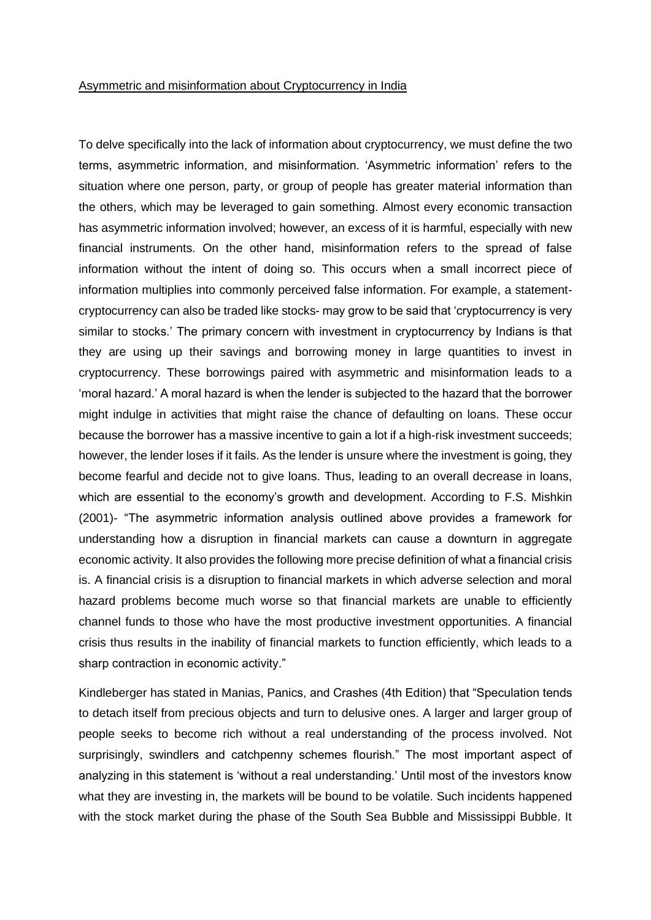Asymmetric and misinformation about Cryptocurrency in India

To delve specifically into the lack of information about cryptocurrency, we must define the two terms, asymmetric information, and misinformation. 'Asymmetric information' refers to the situation where one person, party, or group of people has greater material information than the others, which may be leveraged to gain something. Almost every economic transaction has asymmetric information involved; however, an excess of it is harmful, especially with new financial instruments. On the other hand, misinformation refers to the spread of false information without the intent of doing so. This occurs when a small incorrect piece of information multiplies into commonly perceived false information. For example, a statement- cryptocurrency can also be traded like stocks- may grow to be said that 'cryptocurrency is very similar to stocks.' The primary concern with investment in cryptocurrency by Indians is that they are using up their savings and borrowing money in large quantities to invest in cryptocurrency. These borrowings paired with asymmetric and misinformation leads to a 'moral hazard.' A moral hazard is when the lender is subjected to the hazard that the borrower might indulge in activities that might raise the chance of defaulting on loans. These occur because the borrower has a massive incentive to gain a lot if a high-risk investment succeeds; however, the lender loses if it fails. As the lender is unsure where the investment is going, they become fearful and decide not to give loans. Thus, leading to an overall decrease in loans, which are essential to the economy's growth and development. According to F.S. Mishkin (2001)- "The asymmetric information analysis outlined above provides a framework for understanding how a disruption in financial markets can cause a downturn in aggregate economic activity. It also provides the following more precise definition of what a financial crisis is. A financial crisis is a disruption to financial markets in which adverse selection and moral hazard problems become much worse so that financial markets are unable to efficiently channel funds to those who have the most productive investment opportunities. A financial crisis thus results in the inability of financial markets to function efficiently, which leads to a sharp contraction in economic activity."

Kindleberger has stated in Manias, Panics, and Crashes (4th Edition) that "Speculation tends to detach itself from precious objects and turn to delusive ones. A larger and larger group of people seeks to become rich without a real understanding of the process involved. Not surprisingly, swindlers and catchpenny schemes flourish." The most important aspect of analyzing in this statement is 'without a real understanding.' Until most of the investors know what they are investing in, the markets will be bound to be volatile. Such incidents happened with the stock market during the phase of the South Sea Bubble and Mississippi Bubble. It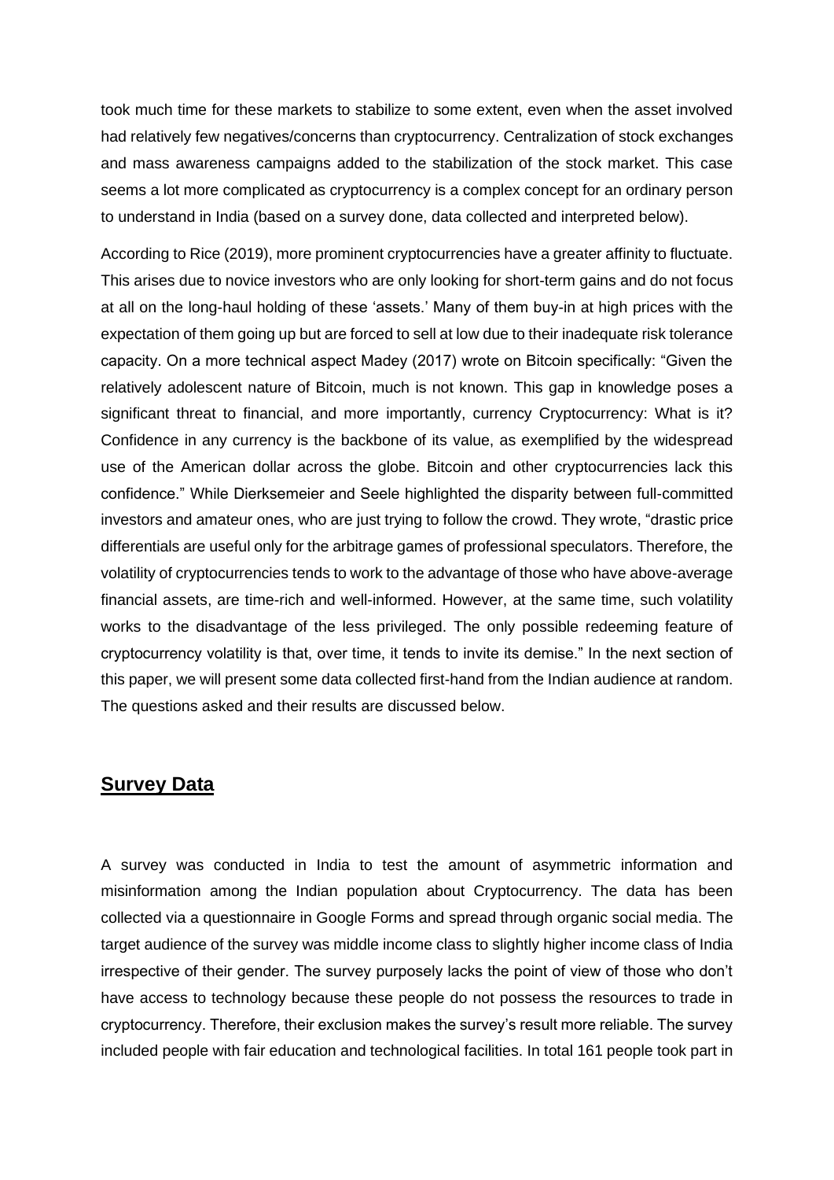took much time for these markets to stabilize to some extent, even when the asset involved had relatively few negatives/concerns than cryptocurrency. Centralization of stock exchanges and mass awareness campaigns added to the stabilization of the stock market. This case seems a lot more complicated as cryptocurrency is a complex concept for an ordinary person to understand in India (based on a survey done, data collected and interpreted below).

According to Rice (2019), more prominent cryptocurrencies have a greater affinity to fluctuate. This arises due to novice investors who are only looking for short-term gains and do not focus at all on the long-haul holding of these 'assets.' Many of them buy-in at high prices with the expectation of them going up but are forced to sell at low due to their inadequate risk tolerance capacity. On a more technical aspect Madey (2017) wrote on Bitcoin specifically: "Given the relatively adolescent nature of Bitcoin, much is not known. This gap in knowledge poses a significant threat to financial, and more importantly, currency Cryptocurrency: What is it? Confidence in any currency is the backbone of its value, as exemplified by the widespread use of the American dollar across the globe. Bitcoin and other cryptocurrencies lack this confidence." While Dierksemeier and Seele highlighted the disparity between full-committed investors and amateur ones, who are just trying to follow the crowd. They wrote, "drastic price differentials are useful only for the arbitrage games of professional speculators. Therefore, the volatility of cryptocurrencies tends to work to the advantage of those who have above-average financial assets, are time-rich and well-informed. However, at the same time, such volatility works to the disadvantage of the less privileged. The only possible redeeming feature of cryptocurrency volatility is that, over time, it tends to invite its demise." In the next section of this paper, we will present some data collected first-hand from the Indian audience at random. The questions asked and their results are discussed below.

## Survey Data

A survey was conducted in India to test the amount of asymmetric information and misinformation among the Indian population about Cryptocurrency. The data has been collected via a questionnaire in Google Forms and spread through organic social media. The target audience of the survey was middle income class to slightly higher income class of India irrespective of their gender. The survey purposely lacks the point of view of those who don't have access to technology because these people do not possess the resources to trade in cryptocurrency. Therefore, their exclusion makes the survey's result more reliable. The survey included people with fair education and technological facilities. In total 161 people took part in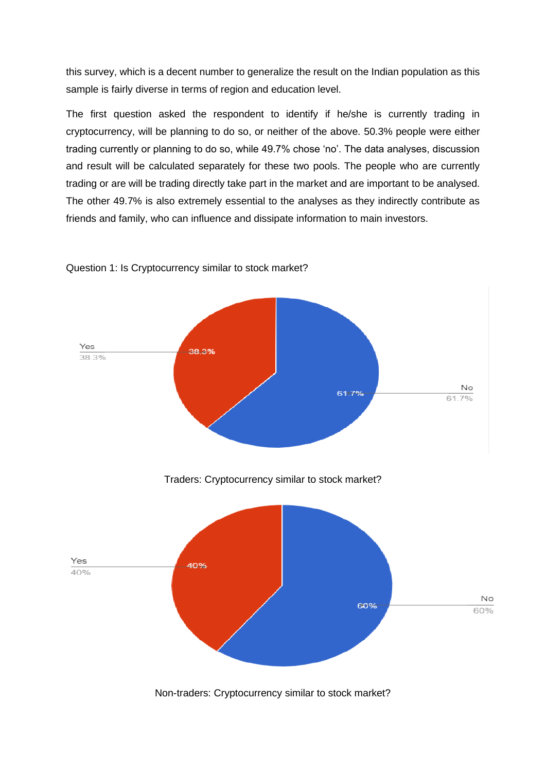this survey, which is a decent number to generalize the result on the Indian population as this sample is fairly diverse in terms of region and education level.

The first question asked the respondent to identify if he/she is currently trading in cryptocurrency, will be planning to do so, or neither of the above. 50.3% people were either trading currently or planning to do so, while 49.7% chose 'no'. The data analyses, discussion and result will be calculated separately for these two pools. The people who are currently trading or are will be trading directly take part in the market and are important to be analysed. The other 49.7% is also extremely essential to the analyses as they indirectly contribute as friends and family, who can influence and dissipate information to main investors.

Question 1: Is Cryptocurrency similar to stock market?

Yes 38.3%

No 61.7%

Traders: Cryptocurrency similar to stock market?

Yes 40%

No 60%

Non-traders: Cryptocurrency similar to stock market?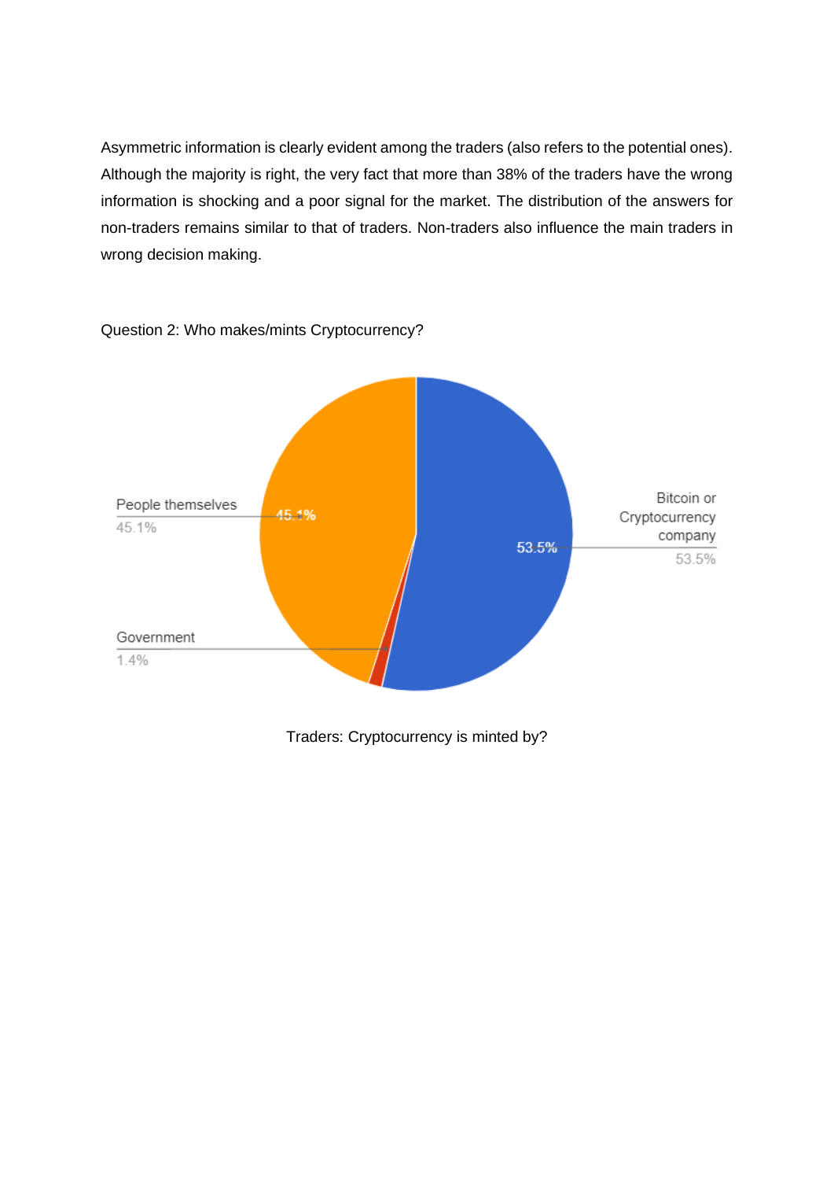Asymmetric information is clearly evident among the traders (also refers to the potential ones). Although the majority is right, the very fact that more than 38% of the traders have the wrong information is shocking and a poor signal for the market. The distribution of the answers for non-traders remains similar to that of traders. Non-traders also influence the main traders in wrong decision making.

Question 2: Who makes/mints Cryptocurrency?

Traders: Cryptocurrency is minted by?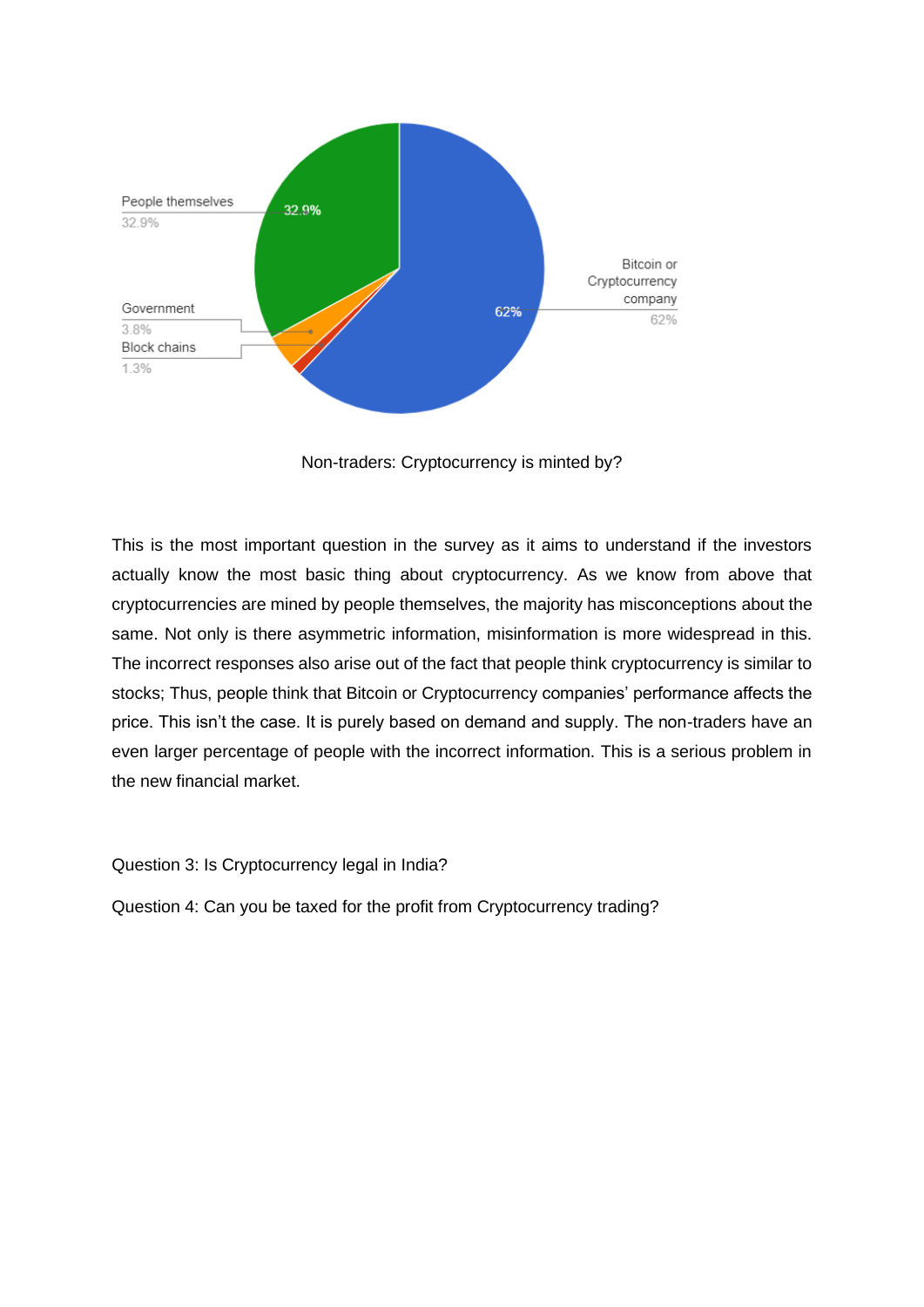Non-traders: Cryptocurrency is minted by?

This is the most important question in the survey as it aims to understand if the investors actually know the most basic thing about cryptocurrency. As we know from above that cryptocurrencies are mined by people themselves, the majority has misconceptions about the same. Not only is there asymmetric information, misinformation is more widespread in this. The incorrect responses also arise out of the fact that people think cryptocurrency is similar to stocks; Thus, people think that Bitcoin or Cryptocurrency companies' performance affects the price. This isn't the case. It is purely based on demand and supply. The non-traders have an even larger percentage of people with the incorrect information. This is a serious problem in the new financial market.

Question 3: Is Cryptocurrency legal in India?

Question 4: Can you be taxed for the profit from Cryptocurrency trading?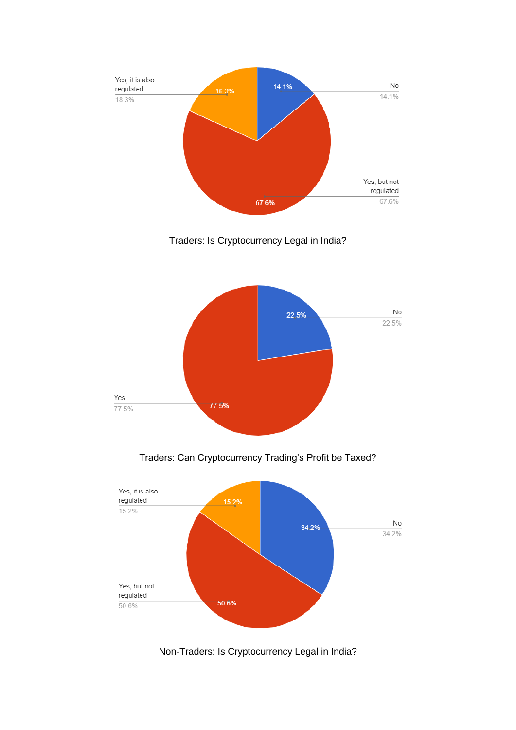Yes, it is also regulated
18.3%

No
14.1%

Yes, but not regulated
67.6%

Traders: Is Cryptocurrency Legal in India?

No
22.5%

Yes
77.5%

Traders: Can Cryptocurrency Trading's Profit be Taxed?

Yes, it is also regulated
15.2%

No
34.2%

Yes, but not regulated
50.6%

Non-Traders: Is Cryptocurrency Legal in India?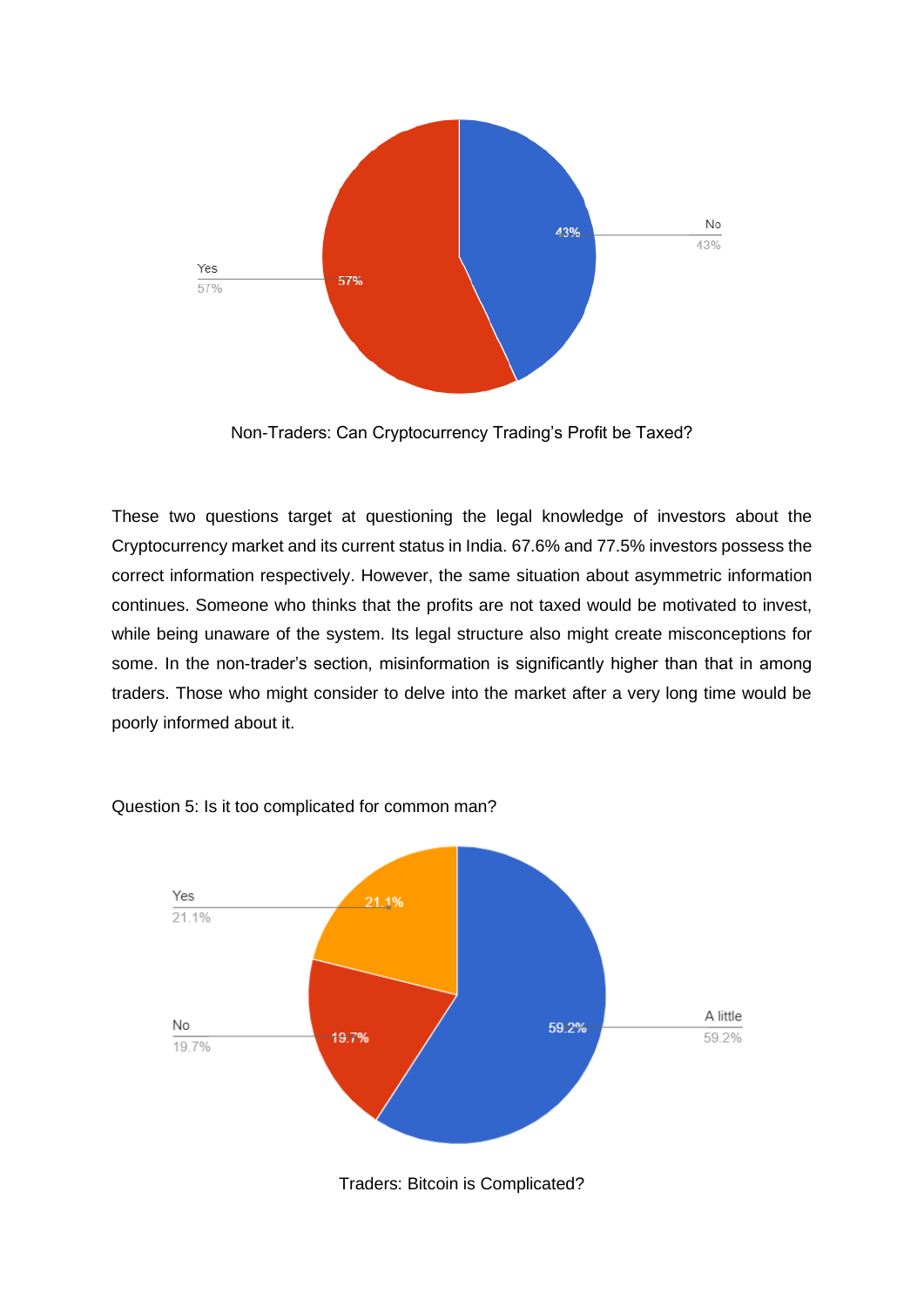Non-Traders: Can Cryptocurrency Trading's Profit be Taxed?

These two questions target at questioning the legal knowledge of investors about the Cryptocurrency market and its current status in India. 67.6% and 77.5% investors possess the correct information respectively. However, the same situation about asymmetric information continues. Someone who thinks that the profits are not taxed would be motivated to invest, while being unaware of the system. Its legal structure also might create misconceptions for some. In the non-trader's section, misinformation is significantly higher than that in among traders. Those who might consider to delve into the market after a very long time would be poorly informed about it.

Question 5: Is it too complicated for common man?

Traders: Bitcoin is Complicated?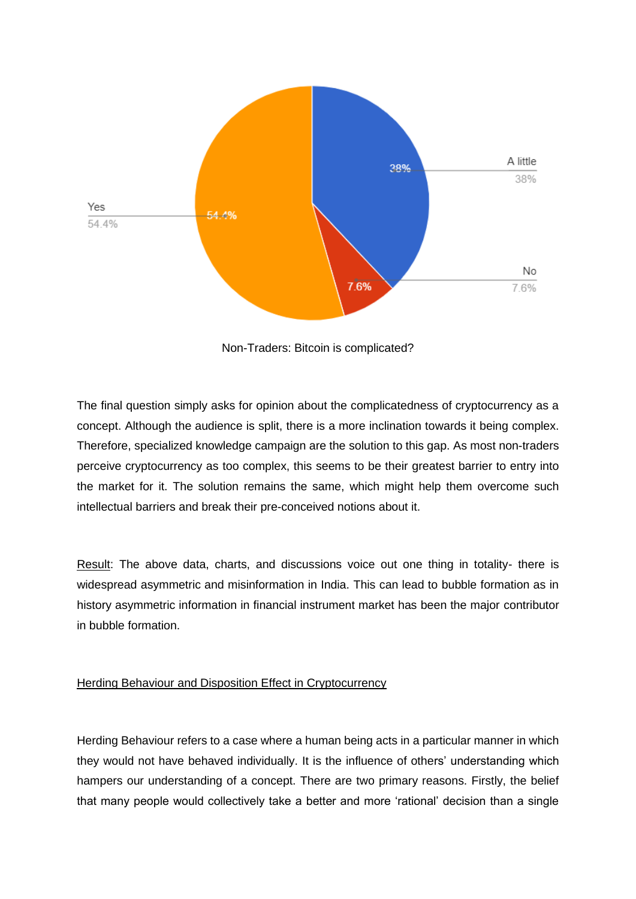Non-Traders: Bitcoin is complicated?

The final question simply asks for opinion about the complicatedness of cryptocurrency as a concept. Although the audience is split, there is a more inclination towards it being complex. Therefore, specialized knowledge campaign are the solution to this gap. As most non-traders perceive cryptocurrency as too complex, this seems to be their greatest barrier to entry into the market for it. The solution remains the same, which might help them overcome such intellectual barriers and break their pre-conceived notions about it.

Result: The above data, charts, and discussions voice out one thing in totality- there is widespread asymmetric and misinformation in India. This can lead to bubble formation as in history asymmetric information in financial instrument market has been the major contributor in bubble formation.

## Herding Behaviour and Disposition Effect in Cryptocurrency

Herding Behaviour refers to a case where a human being acts in a particular manner in which they would not have behaved individually. It is the influence of others' understanding which hampers our understanding of a concept. There are two primary reasons. Firstly, the belief that many people would collectively take a better and more 'rational' decision than a single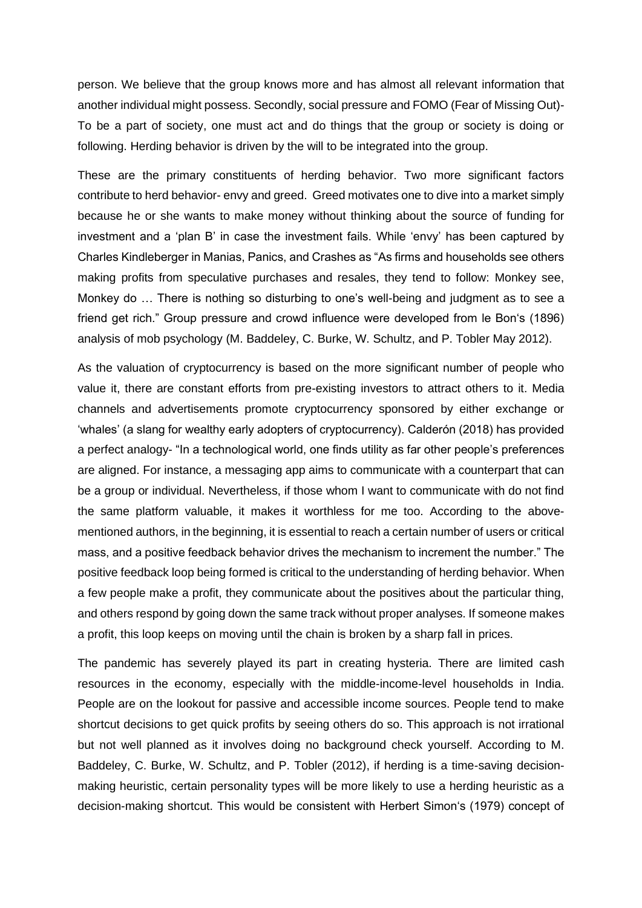person. We believe that the group knows more and has almost all relevant information that another individual might possess. Secondly, social pressure and FOMO (Fear of Missing Out)- To be a part of society, one must act and do things that the group or society is doing or following. Herding behavior is driven by the will to be integrated into the group.

These are the primary constituents of herding behavior. Two more significant factors contribute to herd behavior- envy and greed. Greed motivates one to dive into a market simply because he or she wants to make money without thinking about the source of funding for investment and a 'plan B' in case the investment fails. While 'envy' has been captured by Charles Kindleberger in Manias, Panics, and Crashes as "As firms and households see others making profits from speculative purchases and resales, they tend to follow: Monkey see, Monkey do … There is nothing so disturbing to one's well-being and judgment as to see a friend get rich." Group pressure and crowd influence were developed from le Bon's (1896) analysis of mob psychology (M. Baddeley, C. Burke, W. Schultz, and P. Tobler May 2012).

As the valuation of cryptocurrency is based on the more significant number of people who value it, there are constant efforts from pre-existing investors to attract others to it. Media channels and advertisements promote cryptocurrency sponsored by either exchange or 'whales' (a slang for wealthy early adopters of cryptocurrency). Calderón (2018) has provided a perfect analogy- "In a technological world, one finds utility as far other people's preferences are aligned. For instance, a messaging app aims to communicate with a counterpart that can be a group or individual. Nevertheless, if those whom I want to communicate with do not find the same platform valuable, it makes it worthless for me too. According to the above-mentioned authors, in the beginning, it is essential to reach a certain number of users or critical mass, and a positive feedback behavior drives the mechanism to increment the number." The positive feedback loop being formed is critical to the understanding of herding behavior. When a few people make a profit, they communicate about the positives about the particular thing, and others respond by going down the same track without proper analyses. If someone makes a profit, this loop keeps on moving until the chain is broken by a sharp fall in prices.

The pandemic has severely played its part in creating hysteria. There are limited cash resources in the economy, especially with the middle-income-level households in India. People are on the lookout for passive and accessible income sources. People tend to make shortcut decisions to get quick profits by seeing others do so. This approach is not irrational but not well planned as it involves doing no background check yourself. According to M. Baddeley, C. Burke, W. Schultz, and P. Tobler (2012), if herding is a time-saving decision-making heuristic, certain personality types will be more likely to use a herding heuristic as a decision-making shortcut. This would be consistent with Herbert Simon's (1979) concept of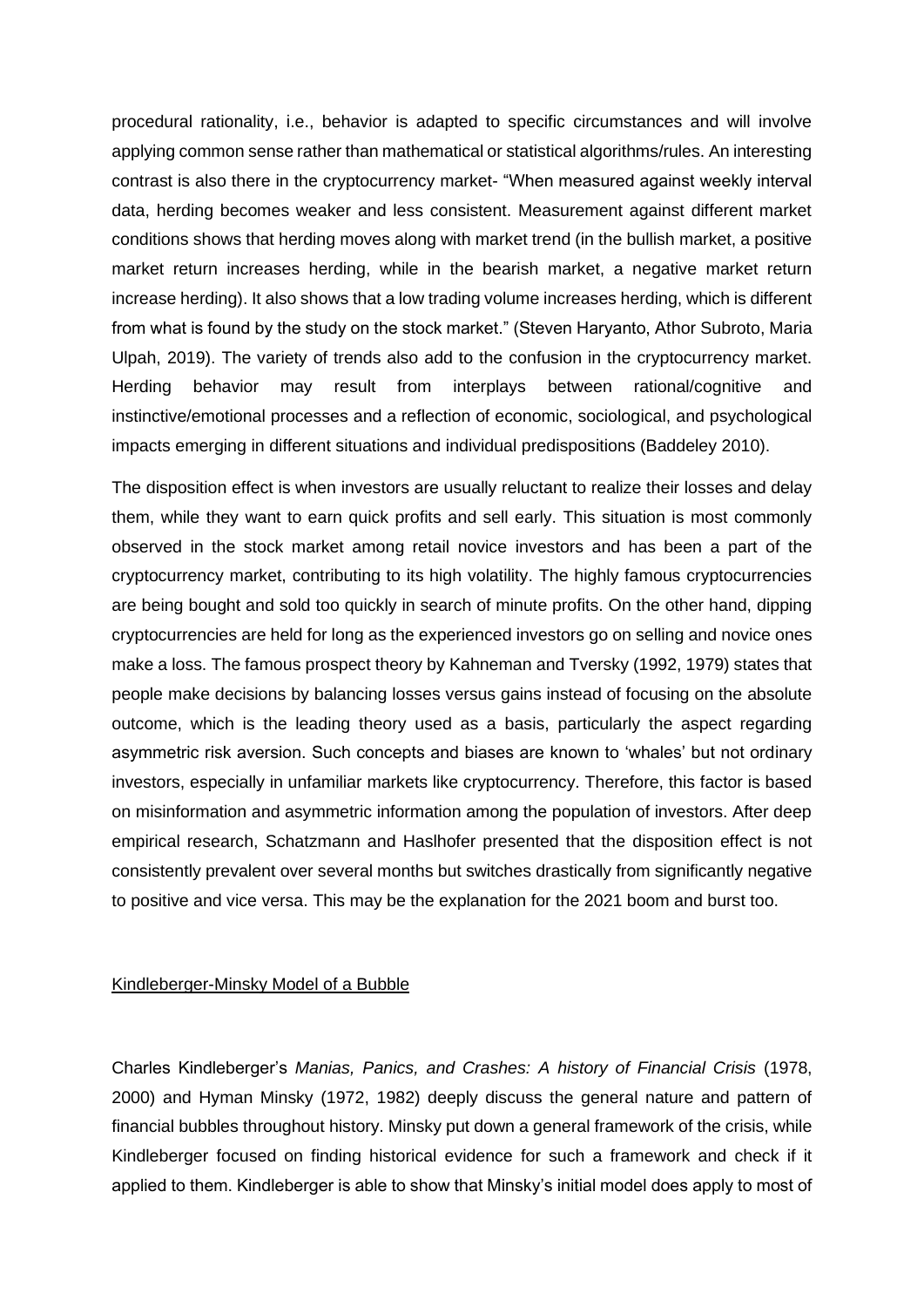procedural rationality, i.e., behavior is adapted to specific circumstances and will involve applying common sense rather than mathematical or statistical algorithms/rules. An interesting contrast is also there in the cryptocurrency market- "When measured against weekly interval data, herding becomes weaker and less consistent. Measurement against different market conditions shows that herding moves along with market trend (in the bullish market, a positive market return increases herding, while in the bearish market, a negative market return increase herding). It also shows that a low trading volume increases herding, which is different from what is found by the study on the stock market." (Steven Haryanto, Athor Subroto, Maria Ulpah, 2019). The variety of trends also add to the confusion in the cryptocurrency market. Herding behavior may result from interplays between rational/cognitive and instinctive/emotional processes and a reflection of economic, sociological, and psychological impacts emerging in different situations and individual predispositions (Baddeley 2010).

The disposition effect is when investors are usually reluctant to realize their losses and delay them, while they want to earn quick profits and sell early. This situation is most commonly observed in the stock market among retail novice investors and has been a part of the cryptocurrency market, contributing to its high volatility. The highly famous cryptocurrencies are being bought and sold too quickly in search of minute profits. On the other hand, dipping cryptocurrencies are held for long as the experienced investors go on selling and novice ones make a loss. The famous prospect theory by Kahneman and Tversky (1992, 1979) states that people make decisions by balancing losses versus gains instead of focusing on the absolute outcome, which is the leading theory used as a basis, particularly the aspect regarding asymmetric risk aversion. Such concepts and biases are known to 'whales' but not ordinary investors, especially in unfamiliar markets like cryptocurrency. Therefore, this factor is based on misinformation and asymmetric information among the population of investors. After deep empirical research, Schatzmann and Haslhofer presented that the disposition effect is not consistently prevalent over several months but switches drastically from significantly negative to positive and vice versa. This may be the explanation for the 2021 boom and burst too.

## Kindleberger-Minsky Model of a Bubble

Charles Kindleberger's *Manias, Panics, and Crashes: A history of Financial Crisis* (1978, 2000) and Hyman Minsky (1972, 1982) deeply discuss the general nature and pattern of financial bubbles throughout history. Minsky put down a general framework of the crisis, while Kindleberger focused on finding historical evidence for such a framework and check if it applied to them. Kindleberger is able to show that Minsky's initial model does apply to most of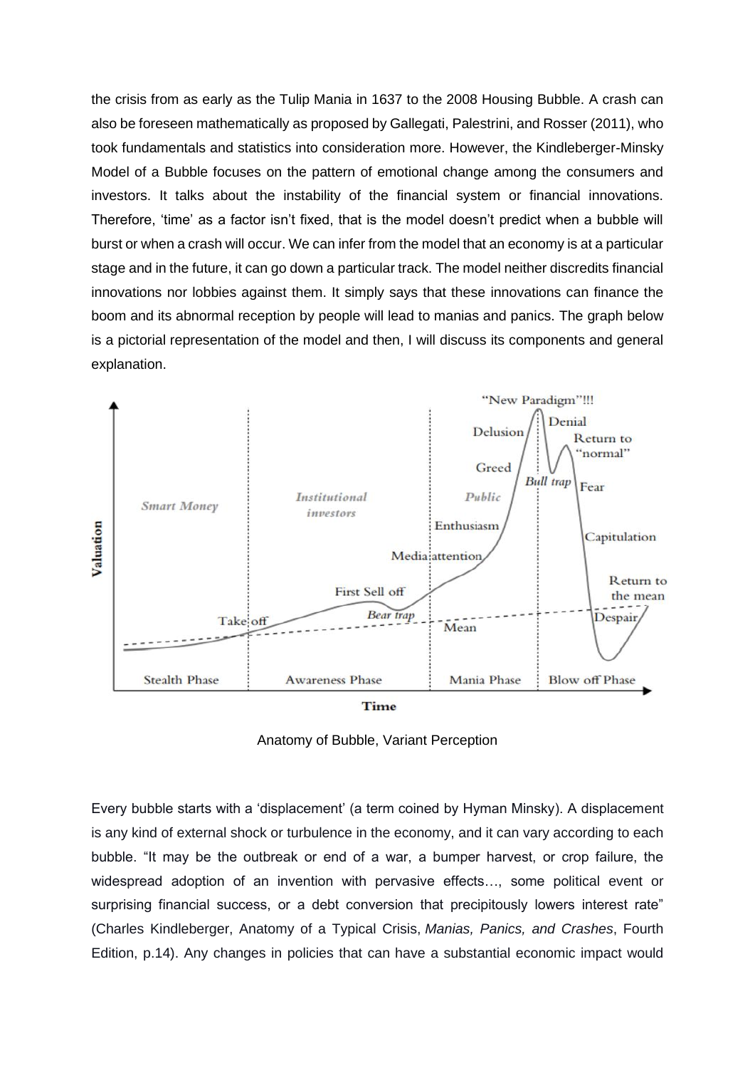the crisis from as early as the Tulip Mania in 1637 to the 2008 Housing Bubble. A crash can also be foreseen mathematically as proposed by Gallegati, Palestrini, and Rosser (2011), who took fundamentals and statistics into consideration more. However, the Kindleberger-Minsky Model of a Bubble focuses on the pattern of emotional change among the consumers and investors. It talks about the instability of the financial system or financial innovations. Therefore, 'time' as a factor isn't fixed, that is the model doesn't predict when a bubble will burst or when a crash will occur. We can infer from the model that an economy is at a particular stage and in the future, it can go down a particular track. The model neither discredits financial innovations nor lobbies against them. It simply says that these innovations can finance the boom and its abnormal reception by people will lead to manias and panics. The graph below is a pictorial representation of the model and then, I will discuss its components and general explanation.

Anatomy of Bubble, Variant Perception

Every bubble starts with a 'displacement' (a term coined by Hyman Minsky). A displacement is any kind of external shock or turbulence in the economy, and it can vary according to each bubble. "It may be the outbreak or end of a war, a bumper harvest, or crop failure, the widespread adoption of an invention with pervasive effects…, some political event or surprising financial success, or a debt conversion that precipitously lowers interest rate" (Charles Kindleberger, Anatomy of a Typical Crisis, *Manias, Panics, and Crashes*, Fourth Edition, p.14). Any changes in policies that can have a substantial economic impact would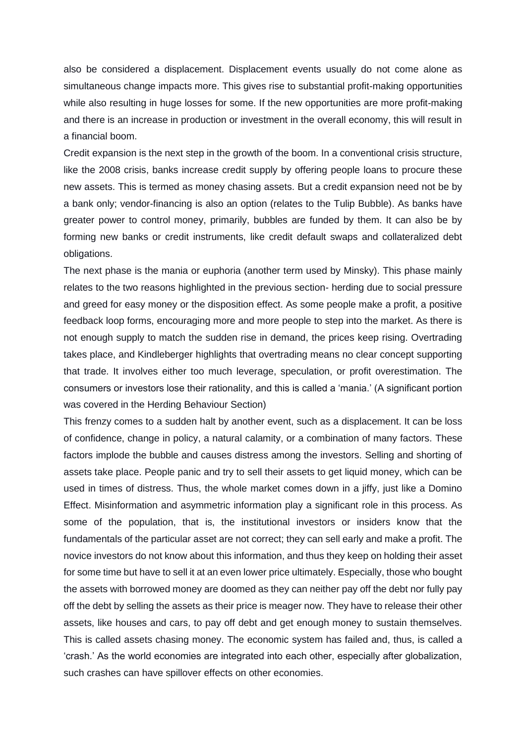also be considered a displacement. Displacement events usually do not come alone as simultaneous change impacts more. This gives rise to substantial profit-making opportunities while also resulting in huge losses for some. If the new opportunities are more profit-making and there is an increase in production or investment in the overall economy, this will result in a financial boom.

Credit expansion is the next step in the growth of the boom. In a conventional crisis structure, like the 2008 crisis, banks increase credit supply by offering people loans to procure these new assets. This is termed as money chasing assets. But a credit expansion need not be by a bank only; vendor-financing is also an option (relates to the Tulip Bubble). As banks have greater power to control money, primarily, bubbles are funded by them. It can also be by forming new banks or credit instruments, like credit default swaps and collateralized debt obligations.

The next phase is the mania or euphoria (another term used by Minsky). This phase mainly relates to the two reasons highlighted in the previous section- herding due to social pressure and greed for easy money or the disposition effect. As some people make a profit, a positive feedback loop forms, encouraging more and more people to step into the market. As there is not enough supply to match the sudden rise in demand, the prices keep rising. Overtrading takes place, and Kindleberger highlights that overtrading means no clear concept supporting that trade. It involves either too much leverage, speculation, or profit overestimation. The consumers or investors lose their rationality, and this is called a 'mania.' (A significant portion was covered in the Herding Behaviour Section)

This frenzy comes to a sudden halt by another event, such as a displacement. It can be loss of confidence, change in policy, a natural calamity, or a combination of many factors. These factors implode the bubble and causes distress among the investors. Selling and shorting of assets take place. People panic and try to sell their assets to get liquid money, which can be used in times of distress. Thus, the whole market comes down in a jiffy, just like a Domino Effect. Misinformation and asymmetric information play a significant role in this process. As some of the population, that is, the institutional investors or insiders know that the fundamentals of the particular asset are not correct; they can sell early and make a profit. The novice investors do not know about this information, and thus they keep on holding their asset for some time but have to sell it at an even lower price ultimately. Especially, those who bought the assets with borrowed money are doomed as they can neither pay off the debt nor fully pay off the debt by selling the assets as their price is meager now. They have to release their other assets, like houses and cars, to pay off debt and get enough money to sustain themselves. This is called assets chasing money. The economic system has failed and, thus, is called a 'crash.' As the world economies are integrated into each other, especially after globalization, such crashes can have spillover effects on other economies.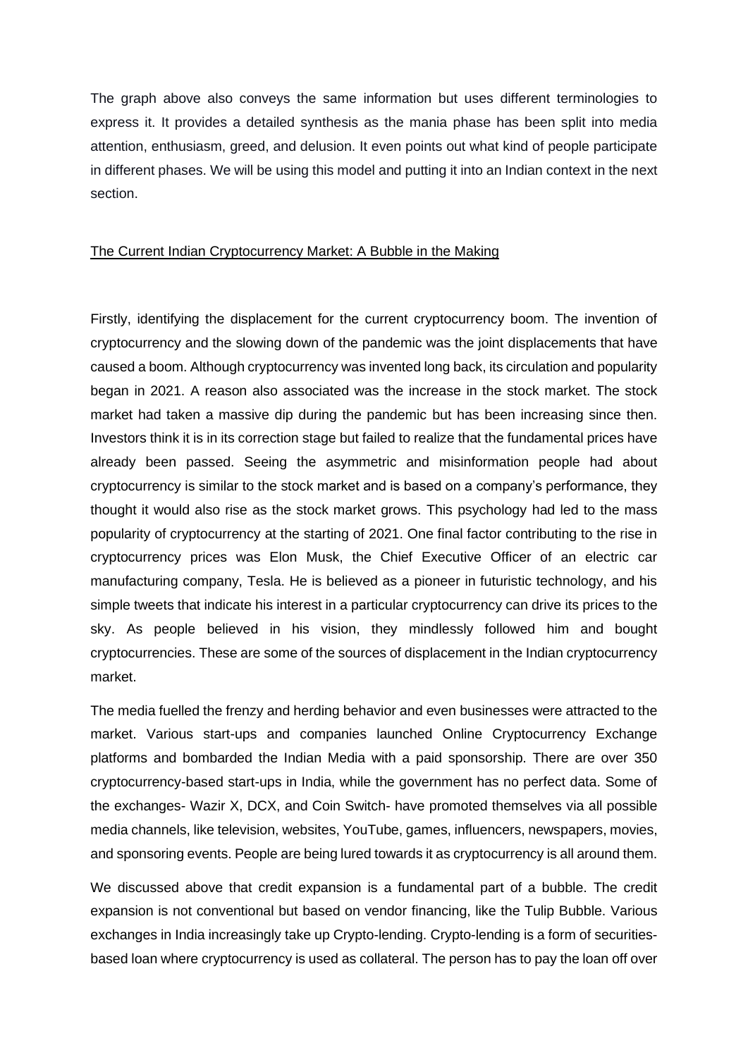The graph above also conveys the same information but uses different terminologies to express it. It provides a detailed synthesis as the mania phase has been split into media attention, enthusiasm, greed, and delusion. It even points out what kind of people participate in different phases. We will be using this model and putting it into an Indian context in the next section.

<u>The Current Indian Cryptocurrency Market: A Bubble in the Making</u>

Firstly, identifying the displacement for the current cryptocurrency boom. The invention of cryptocurrency and the slowing down of the pandemic was the joint displacements that have caused a boom. Although cryptocurrency was invented long back, its circulation and popularity began in 2021. A reason also associated was the increase in the stock market. The stock market had taken a massive dip during the pandemic but has been increasing since then. Investors think it is in its correction stage but failed to realize that the fundamental prices have already been passed. Seeing the asymmetric and misinformation people had about cryptocurrency is similar to the stock market and is based on a company's performance, they thought it would also rise as the stock market grows. This psychology had led to the mass popularity of cryptocurrency at the starting of 2021. One final factor contributing to the rise in cryptocurrency prices was Elon Musk, the Chief Executive Officer of an electric car manufacturing company, Tesla. He is believed as a pioneer in futuristic technology, and his simple tweets that indicate his interest in a particular cryptocurrency can drive its prices to the sky. As people believed in his vision, they mindlessly followed him and bought cryptocurrencies. These are some of the sources of displacement in the Indian cryptocurrency market.

The media fuelled the frenzy and herding behavior and even businesses were attracted to the market. Various start-ups and companies launched Online Cryptocurrency Exchange platforms and bombarded the Indian Media with a paid sponsorship. There are over 350 cryptocurrency-based start-ups in India, while the government has no perfect data. Some of the exchanges- Wazir X, DCX, and Coin Switch- have promoted themselves via all possible media channels, like television, websites, YouTube, games, influencers, newspapers, movies, and sponsoring events. People are being lured towards it as cryptocurrency is all around them.

We discussed above that credit expansion is a fundamental part of a bubble. The credit expansion is not conventional but based on vendor financing, like the Tulip Bubble. Various exchanges in India increasingly take up Crypto-lending. Crypto-lending is a form of securities-based loan where cryptocurrency is used as collateral. The person has to pay the loan off over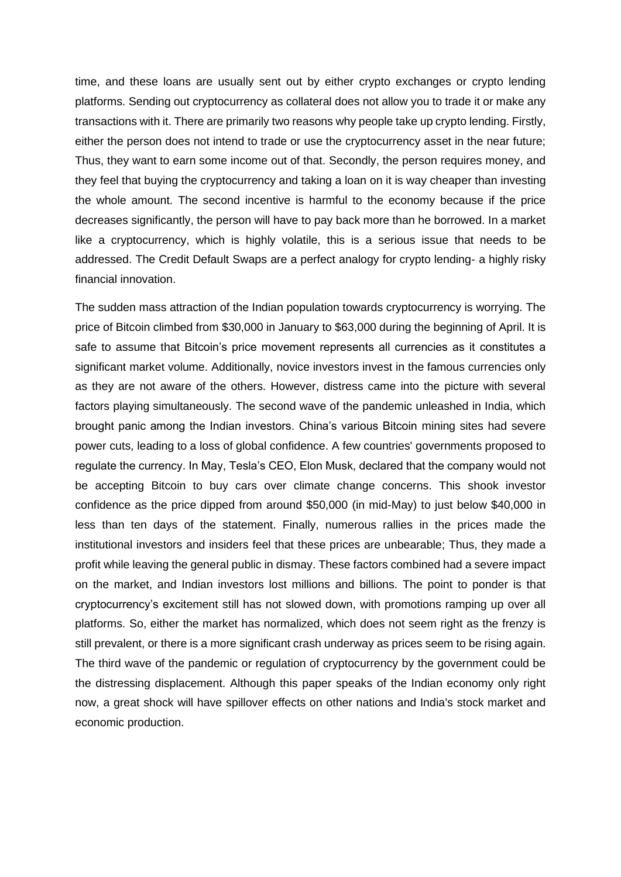time, and these loans are usually sent out by either crypto exchanges or crypto lending platforms. Sending out cryptocurrency as collateral does not allow you to trade it or make any transactions with it. There are primarily two reasons why people take up crypto lending. Firstly, either the person does not intend to trade or use the cryptocurrency asset in the near future; Thus, they want to earn some income out of that. Secondly, the person requires money, and they feel that buying the cryptocurrency and taking a loan on it is way cheaper than investing the whole amount. The second incentive is harmful to the economy because if the price decreases significantly, the person will have to pay back more than he borrowed. In a market like a cryptocurrency, which is highly volatile, this is a serious issue that needs to be addressed. The Credit Default Swaps are a perfect analogy for crypto lending- a highly risky financial innovation.

The sudden mass attraction of the Indian population towards cryptocurrency is worrying. The price of Bitcoin climbed from $30,000 in January to $63,000 during the beginning of April. It is safe to assume that Bitcoin's price movement represents all currencies as it constitutes a significant market volume. Additionally, novice investors invest in the famous currencies only as they are not aware of the others. However, distress came into the picture with several factors playing simultaneously. The second wave of the pandemic unleashed in India, which brought panic among the Indian investors. China's various Bitcoin mining sites had severe power cuts, leading to a loss of global confidence. A few countries' governments proposed to regulate the currency. In May, Tesla's CEO, Elon Musk, declared that the company would not be accepting Bitcoin to buy cars over climate change concerns. This shook investor confidence as the price dipped from around $50,000 (in mid-May) to just below $40,000 in less than ten days of the statement. Finally, numerous rallies in the prices made the institutional investors and insiders feel that these prices are unbearable; Thus, they made a profit while leaving the general public in dismay. These factors combined had a severe impact on the market, and Indian investors lost millions and billions. The point to ponder is that cryptocurrency's excitement still has not slowed down, with promotions ramping up over all platforms. So, either the market has normalized, which does not seem right as the frenzy is still prevalent, or there is a more significant crash underway as prices seem to be rising again. The third wave of the pandemic or regulation of cryptocurrency by the government could be the distressing displacement. Although this paper speaks of the Indian economy only right now, a great shock will have spillover effects on other nations and India's stock market and economic production.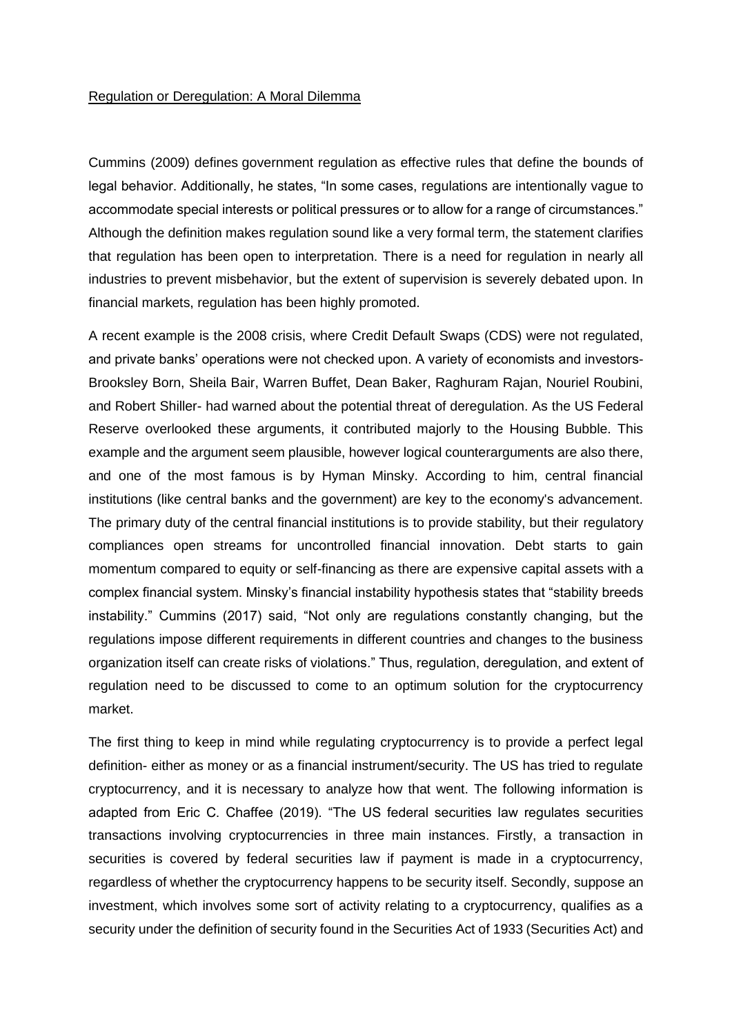Regulation or Deregulation: A Moral Dilemma

Cummins (2009) defines government regulation as effective rules that define the bounds of legal behavior. Additionally, he states, "In some cases, regulations are intentionally vague to accommodate special interests or political pressures or to allow for a range of circumstances." Although the definition makes regulation sound like a very formal term, the statement clarifies that regulation has been open to interpretation. There is a need for regulation in nearly all industries to prevent misbehavior, but the extent of supervision is severely debated upon. In financial markets, regulation has been highly promoted.

A recent example is the 2008 crisis, where Credit Default Swaps (CDS) were not regulated, and private banks' operations were not checked upon. A variety of economists and investors- Brooksley Born, Sheila Bair, Warren Buffet, Dean Baker, Raghuram Rajan, Nouriel Roubini, and Robert Shiller- had warned about the potential threat of deregulation. As the US Federal Reserve overlooked these arguments, it contributed majorly to the Housing Bubble. This example and the argument seem plausible, however logical counterarguments are also there, and one of the most famous is by Hyman Minsky. According to him, central financial institutions (like central banks and the government) are key to the economy's advancement. The primary duty of the central financial institutions is to provide stability, but their regulatory compliances open streams for uncontrolled financial innovation. Debt starts to gain momentum compared to equity or self-financing as there are expensive capital assets with a complex financial system. Minsky's financial instability hypothesis states that "stability breeds instability." Cummins (2017) said, "Not only are regulations constantly changing, but the regulations impose different requirements in different countries and changes to the business organization itself can create risks of violations." Thus, regulation, deregulation, and extent of regulation need to be discussed to come to an optimum solution for the cryptocurrency market.

The first thing to keep in mind while regulating cryptocurrency is to provide a perfect legal definition- either as money or as a financial instrument/security. The US has tried to regulate cryptocurrency, and it is necessary to analyze how that went. The following information is adapted from Eric C. Chaffee (2019). "The US federal securities law regulates securities transactions involving cryptocurrencies in three main instances. Firstly, a transaction in securities is covered by federal securities law if payment is made in a cryptocurrency, regardless of whether the cryptocurrency happens to be security itself. Secondly, suppose an investment, which involves some sort of activity relating to a cryptocurrency, qualifies as a security under the definition of security found in the Securities Act of 1933 (Securities Act) and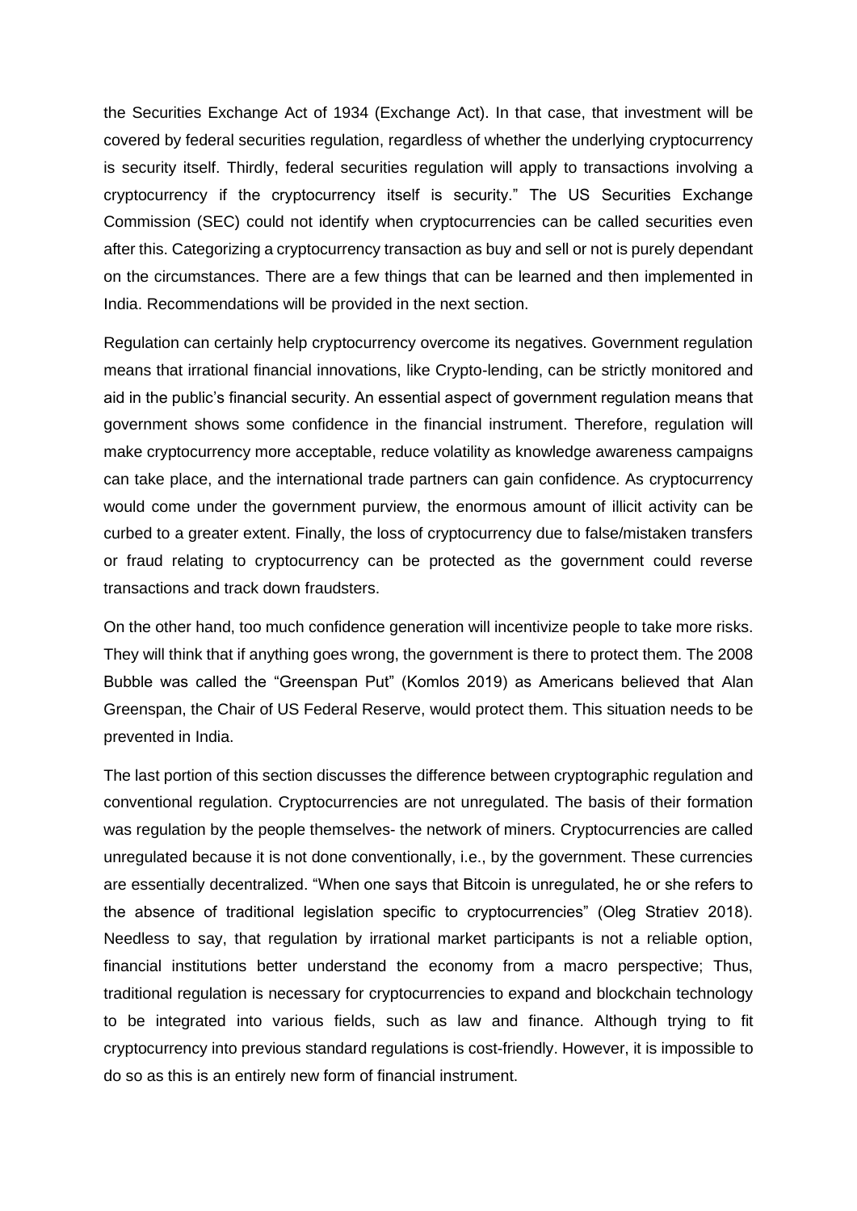the Securities Exchange Act of 1934 (Exchange Act). In that case, that investment will be covered by federal securities regulation, regardless of whether the underlying cryptocurrency is security itself. Thirdly, federal securities regulation will apply to transactions involving a cryptocurrency if the cryptocurrency itself is security." The US Securities Exchange Commission (SEC) could not identify when cryptocurrencies can be called securities even after this. Categorizing a cryptocurrency transaction as buy and sell or not is purely dependant on the circumstances. There are a few things that can be learned and then implemented in India. Recommendations will be provided in the next section.

Regulation can certainly help cryptocurrency overcome its negatives. Government regulation means that irrational financial innovations, like Crypto-lending, can be strictly monitored and aid in the public's financial security. An essential aspect of government regulation means that government shows some confidence in the financial instrument. Therefore, regulation will make cryptocurrency more acceptable, reduce volatility as knowledge awareness campaigns can take place, and the international trade partners can gain confidence. As cryptocurrency would come under the government purview, the enormous amount of illicit activity can be curbed to a greater extent. Finally, the loss of cryptocurrency due to false/mistaken transfers or fraud relating to cryptocurrency can be protected as the government could reverse transactions and track down fraudsters.

On the other hand, too much confidence generation will incentivize people to take more risks. They will think that if anything goes wrong, the government is there to protect them. The 2008 Bubble was called the "Greenspan Put" (Komlos 2019) as Americans believed that Alan Greenspan, the Chair of US Federal Reserve, would protect them. This situation needs to be prevented in India.

The last portion of this section discusses the difference between cryptographic regulation and conventional regulation. Cryptocurrencies are not unregulated. The basis of their formation was regulation by the people themselves- the network of miners. Cryptocurrencies are called unregulated because it is not done conventionally, i.e., by the government. These currencies are essentially decentralized. "When one says that Bitcoin is unregulated, he or she refers to the absence of traditional legislation specific to cryptocurrencies" (Oleg Stratiev 2018). Needless to say, that regulation by irrational market participants is not a reliable option, financial institutions better understand the economy from a macro perspective; Thus, traditional regulation is necessary for cryptocurrencies to expand and blockchain technology to be integrated into various fields, such as law and finance. Although trying to fit cryptocurrency into previous standard regulations is cost-friendly. However, it is impossible to do so as this is an entirely new form of financial instrument.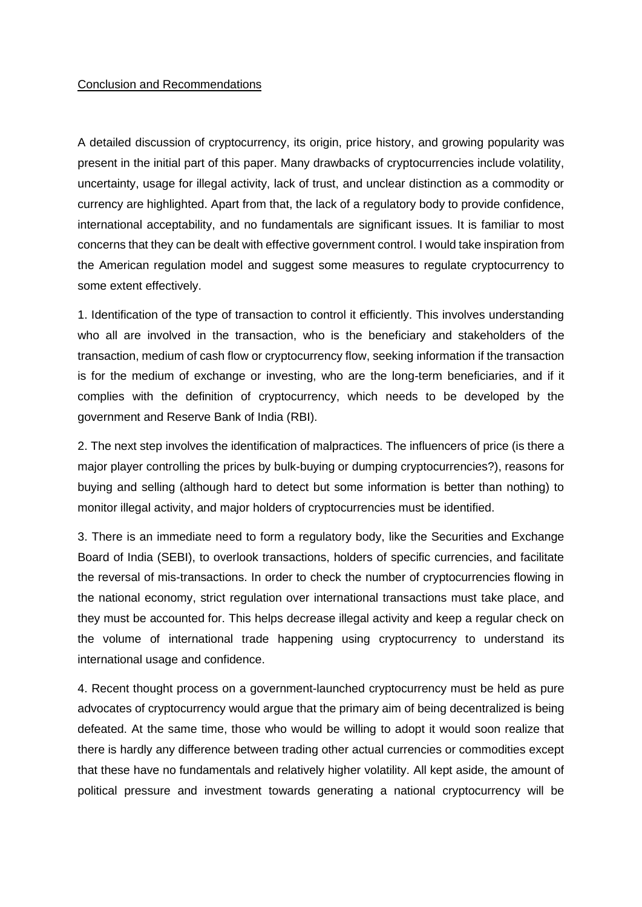Conclusion and Recommendations

A detailed discussion of cryptocurrency, its origin, price history, and growing popularity was present in the initial part of this paper. Many drawbacks of cryptocurrencies include volatility, uncertainty, usage for illegal activity, lack of trust, and unclear distinction as a commodity or currency are highlighted. Apart from that, the lack of a regulatory body to provide confidence, international acceptability, and no fundamentals are significant issues. It is familiar to most concerns that they can be dealt with effective government control. I would take inspiration from the American regulation model and suggest some measures to regulate cryptocurrency to some extent effectively.

1. Identification of the type of transaction to control it efficiently. This involves understanding who all are involved in the transaction, who is the beneficiary and stakeholders of the transaction, medium of cash flow or cryptocurrency flow, seeking information if the transaction is for the medium of exchange or investing, who are the long-term beneficiaries, and if it complies with the definition of cryptocurrency, which needs to be developed by the government and Reserve Bank of India (RBI).

2. The next step involves the identification of malpractices. The influencers of price (is there a major player controlling the prices by bulk-buying or dumping cryptocurrencies?), reasons for buying and selling (although hard to detect but some information is better than nothing) to monitor illegal activity, and major holders of cryptocurrencies must be identified.

3. There is an immediate need to form a regulatory body, like the Securities and Exchange Board of India (SEBI), to overlook transactions, holders of specific currencies, and facilitate the reversal of mis-transactions. In order to check the number of cryptocurrencies flowing in the national economy, strict regulation over international transactions must take place, and they must be accounted for. This helps decrease illegal activity and keep a regular check on the volume of international trade happening using cryptocurrency to understand its international usage and confidence.

4. Recent thought process on a government-launched cryptocurrency must be held as pure advocates of cryptocurrency would argue that the primary aim of being decentralized is being defeated. At the same time, those who would be willing to adopt it would soon realize that there is hardly any difference between trading other actual currencies or commodities except that these have no fundamentals and relatively higher volatility. All kept aside, the amount of political pressure and investment towards generating a national cryptocurrency will be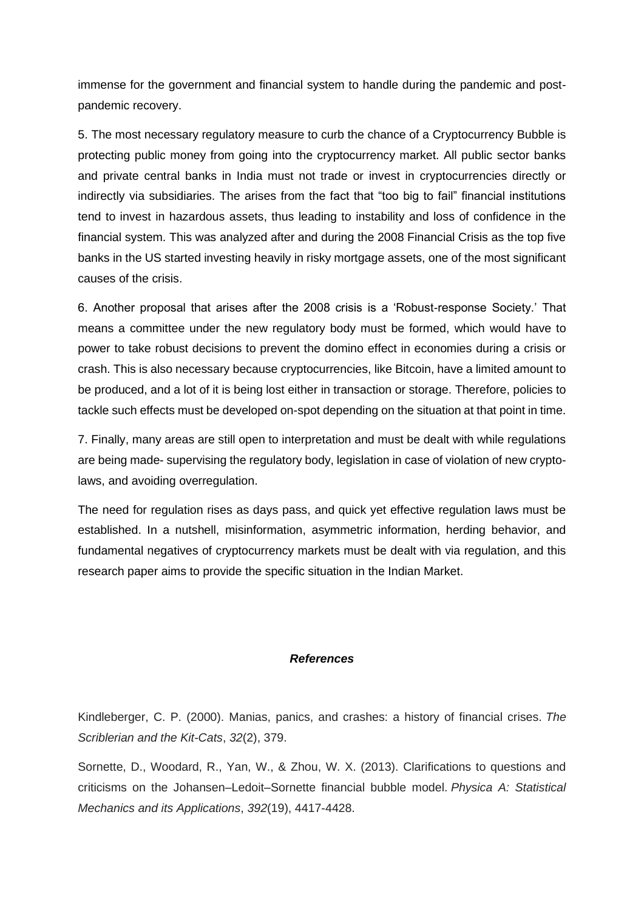immense for the government and financial system to handle during the pandemic and post-pandemic recovery.

5. The most necessary regulatory measure to curb the chance of a Cryptocurrency Bubble is protecting public money from going into the cryptocurrency market. All public sector banks and private central banks in India must not trade or invest in cryptocurrencies directly or indirectly via subsidiaries. The arises from the fact that "too big to fail" financial institutions tend to invest in hazardous assets, thus leading to instability and loss of confidence in the financial system. This was analyzed after and during the 2008 Financial Crisis as the top five banks in the US started investing heavily in risky mortgage assets, one of the most significant causes of the crisis.

6. Another proposal that arises after the 2008 crisis is a 'Robust-response Society.' That means a committee under the new regulatory body must be formed, which would have to power to take robust decisions to prevent the domino effect in economies during a crisis or crash. This is also necessary because cryptocurrencies, like Bitcoin, have a limited amount to be produced, and a lot of it is being lost either in transaction or storage. Therefore, policies to tackle such effects must be developed on-spot depending on the situation at that point in time.

7. Finally, many areas are still open to interpretation and must be dealt with while regulations are being made- supervising the regulatory body, legislation in case of violation of new crypto-laws, and avoiding overregulation.

The need for regulation rises as days pass, and quick yet effective regulation laws must be established. In a nutshell, misinformation, asymmetric information, herding behavior, and fundamental negatives of cryptocurrency markets must be dealt with via regulation, and this research paper aims to provide the specific situation in the Indian Market.

## ***References***

Kindleberger, C. P. (2000). Manias, panics, and crashes: a history of financial crises. *The Scriblerian and the Kit-Cats*, *32*(2), 379.

Sornette, D., Woodard, R., Yan, W., & Zhou, W. X. (2013). Clarifications to questions and criticisms on the Johansen–Ledoit–Sornette financial bubble model. *Physica A: Statistical Mechanics and its Applications*, *392*(19), 4417-4428.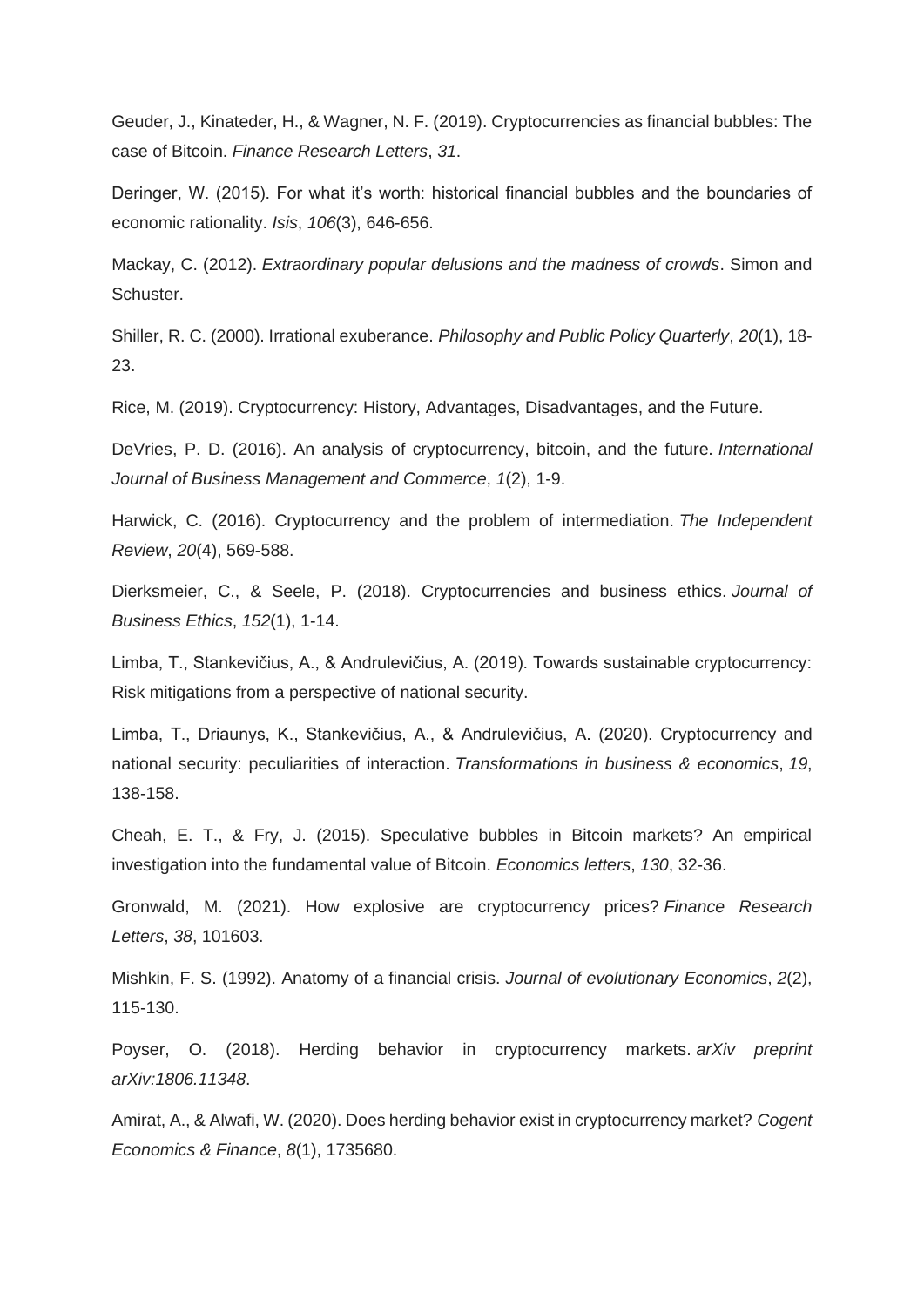Geuder, J., Kinateder, H., & Wagner, N. F. (2019). Cryptocurrencies as financial bubbles: The case of Bitcoin. *Finance Research Letters*, *31*.

Deringer, W. (2015). For what it's worth: historical financial bubbles and the boundaries of economic rationality. *Isis*, *106*(3), 646-656.

Mackay, C. (2012). *Extraordinary popular delusions and the madness of crowds*. Simon and Schuster.

Shiller, R. C. (2000). Irrational exuberance. *Philosophy and Public Policy Quarterly*, *20*(1), 18-23.

Rice, M. (2019). Cryptocurrency: History, Advantages, Disadvantages, and the Future.

DeVries, P. D. (2016). An analysis of cryptocurrency, bitcoin, and the future. *International Journal of Business Management and Commerce*, *1*(2), 1-9.

Harwick, C. (2016). Cryptocurrency and the problem of intermediation. *The Independent Review*, *20*(4), 569-588.

Dierksmeier, C., & Seele, P. (2018). Cryptocurrencies and business ethics. *Journal of Business Ethics*, *152*(1), 1-14.

Limba, T., Stankevičius, A., & Andrulevičius, A. (2019). Towards sustainable cryptocurrency: Risk mitigations from a perspective of national security.

Limba, T., Driaunys, K., Stankevičius, A., & Andrulevičius, A. (2020). Cryptocurrency and national security: peculiarities of interaction. *Transformations in business & economics*, *19*, 138-158.

Cheah, E. T., & Fry, J. (2015). Speculative bubbles in Bitcoin markets? An empirical investigation into the fundamental value of Bitcoin. *Economics letters*, *130*, 32-36.

Gronwald, M. (2021). How explosive are cryptocurrency prices? *Finance Research Letters*, *38*, 101603.

Mishkin, F. S. (1992). Anatomy of a financial crisis. *Journal of evolutionary Economics*, *2*(2), 115-130.

Poyser, O. (2018). Herding behavior in cryptocurrency markets. *arXiv preprint arXiv:1806.11348*.

Amirat, A., & Alwafi, W. (2020). Does herding behavior exist in cryptocurrency market? *Cogent Economics & Finance*, *8*(1), 1735680.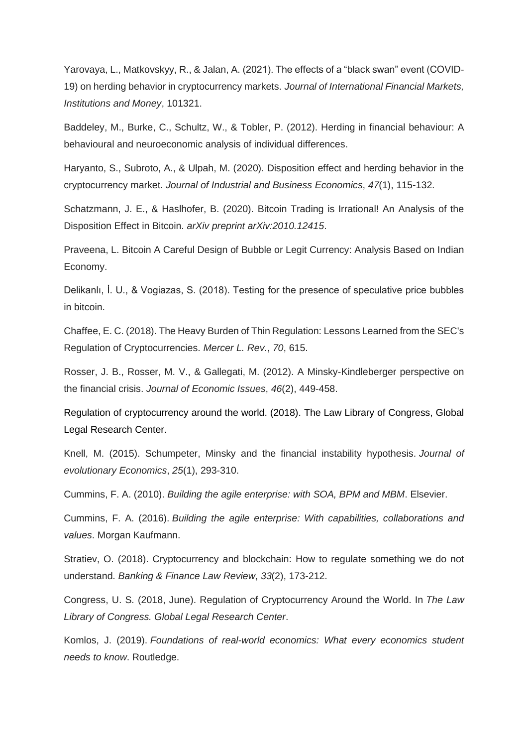Yarovaya, L., Matkovskyy, R., & Jalan, A. (2021). The effects of a "black swan" event (COVID-19) on herding behavior in cryptocurrency markets. *Journal of International Financial Markets, Institutions and Money*, 101321.

Baddeley, M., Burke, C., Schultz, W., & Tobler, P. (2012). Herding in financial behaviour: A behavioural and neuroeconomic analysis of individual differences.

Haryanto, S., Subroto, A., & Ulpah, M. (2020). Disposition effect and herding behavior in the cryptocurrency market. *Journal of Industrial and Business Economics*, *47*(1), 115-132.

Schatzmann, J. E., & Haslhofer, B. (2020). Bitcoin Trading is Irrational! An Analysis of the Disposition Effect in Bitcoin. *arXiv preprint arXiv:2010.12415*.

Praveena, L. Bitcoin A Careful Design of Bubble or Legit Currency: Analysis Based on Indian Economy.

Delikanlı, İ. U., & Vogiazas, S. (2018). Testing for the presence of speculative price bubbles in bitcoin.

Chaffee, E. C. (2018). The Heavy Burden of Thin Regulation: Lessons Learned from the SEC's Regulation of Cryptocurrencies. *Mercer L. Rev.*, *70*, 615.

Rosser, J. B., Rosser, M. V., & Gallegati, M. (2012). A Minsky-Kindleberger perspective on the financial crisis. *Journal of Economic Issues*, *46*(2), 449-458.

Regulation of cryptocurrency around the world. (2018). The Law Library of Congress, Global Legal Research Center.

Knell, M. (2015). Schumpeter, Minsky and the financial instability hypothesis. *Journal of evolutionary Economics*, *25*(1), 293-310.

Cummins, F. A. (2010). *Building the agile enterprise: with SOA, BPM and MBM*. Elsevier.

Cummins, F. A. (2016). *Building the agile enterprise: With capabilities, collaborations and values*. Morgan Kaufmann.

Stratiev, O. (2018). Cryptocurrency and blockchain: How to regulate something we do not understand. *Banking & Finance Law Review*, *33*(2), 173-212.

Congress, U. S. (2018, June). Regulation of Cryptocurrency Around the World. In *The Law Library of Congress. Global Legal Research Center*.

Komlos, J. (2019). *Foundations of real-world economics: What every economics student needs to know*. Routledge.